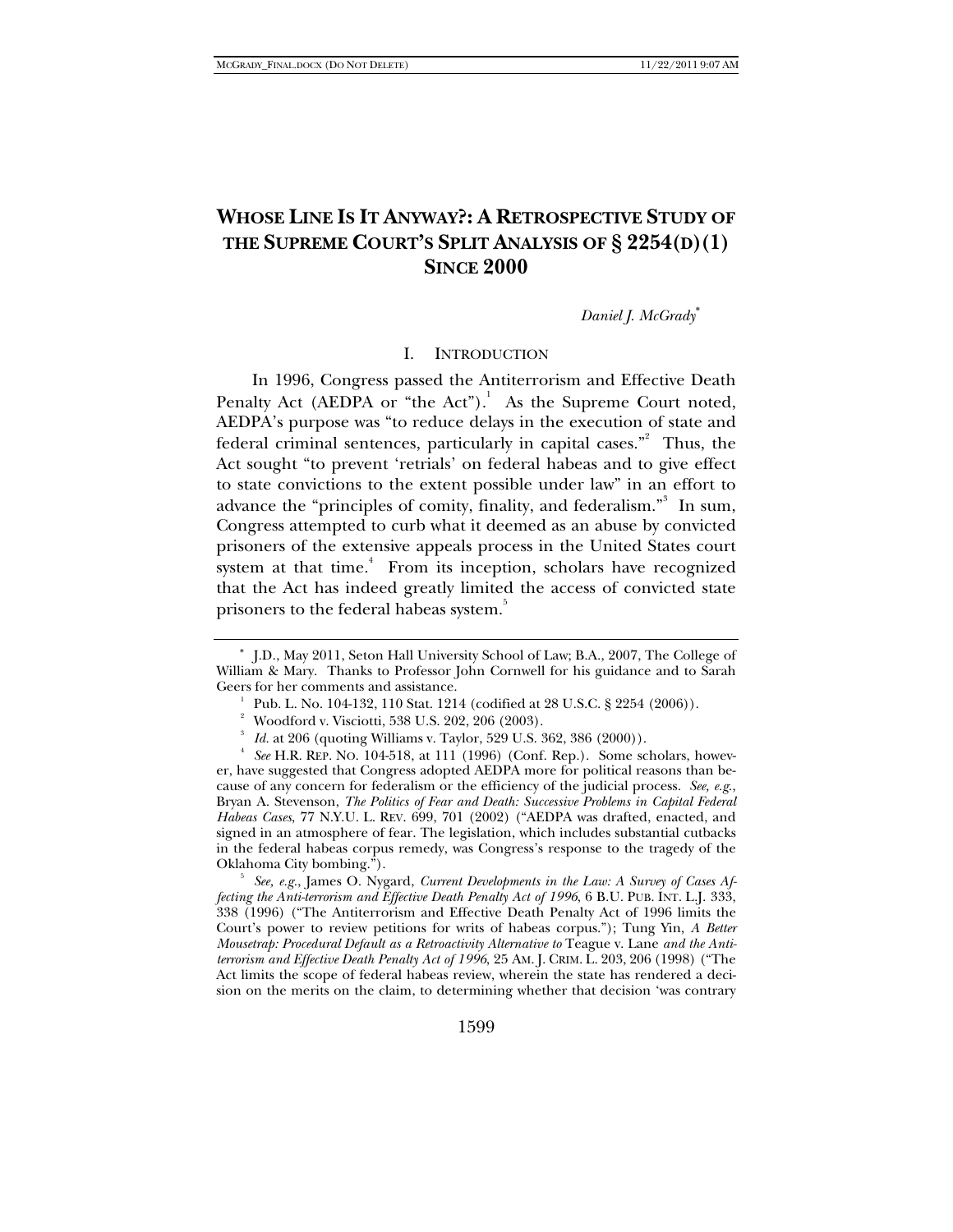# WHOSE LINE IS IT ANYWAY?: A RETROSPECTIVE STUDY OF THE SUPREME COURT'S SPLIT ANALYSIS OF § 2254(D)(1) SINCE 2000

*Daniel J. McGrady*[*]

## I. INTRODUCTION

In 1996, Congress passed the Antiterrorism and Effective Death Penalty Act (AEDPA or "the Act").[1] As the Supreme Court noted, AEDPA's purpose was "to reduce delays in the execution of state and federal criminal sentences, particularly in capital cases."[2] Thus, the Act sought "to prevent 'retrials' on federal habeas and to give effect to state convictions to the extent possible under law" in an effort to advance the "principles of comity, finality, and federalism."[3] In sum, Congress attempted to curb what it deemed as an abuse by convicted prisoners of the extensive appeals process in the United States court system at that time.[4] From its inception, scholars have recognized that the Act has indeed greatly limited the access of convicted state prisoners to the federal habeas system.[5]

---

[*] J.D., May 2011, Seton Hall University School of Law; B.A., 2007, The College of William & Mary. Thanks to Professor John Cornwell for his guidance and to Sarah Geers for her comments and assistance.

[1] Pub. L. No. 104-132, 110 Stat. 1214 (codified at 28 U.S.C. § 2254 (2006)).

[2] Woodford v. Visciotti, 538 U.S. 202, 206 (2003).

[3] *Id.* at 206 (quoting Williams v. Taylor, 529 U.S. 362, 386 (2000)).

[4] *See* H.R. REP. NO. 104-518, at 111 (1996) (Conf. Rep.). Some scholars, however, have suggested that Congress adopted AEDPA more for political reasons than because of any concern for federalism or the efficiency of the judicial process. *See, e.g.*, Bryan A. Stevenson, *The Politics of Fear and Death: Successive Problems in Capital Federal Habeas Cases*, 77 N.Y.U. L. REV. 699, 701 (2002) ("AEDPA was drafted, enacted, and signed in an atmosphere of fear. The legislation, which includes substantial cutbacks in the federal habeas corpus remedy, was Congress's response to the tragedy of the Oklahoma City bombing.").

[5] *See, e.g.*, James O. Nygard, *Current Developments in the Law: A Survey of Cases Affecting the Anti-terrorism and Effective Death Penalty Act of 1996*, 6 B.U. PUB. INT. L.J. 333, 338 (1996) ("The Antiterrorism and Effective Death Penalty Act of 1996 limits the Court's power to review petitions for writs of habeas corpus."); Tung Yin, *A Better Mousetrap: Procedural Default as a Retroactivity Alternative to* Teague v. Lane *and the Antiterrorism and Effective Death Penalty Act of 1996*, 25 AM. J. CRIM. L. 203, 206 (1998) ("The Act limits the scope of federal habeas review, wherein the state has rendered a decision on the merits on the claim, to determining whether that decision 'was contrary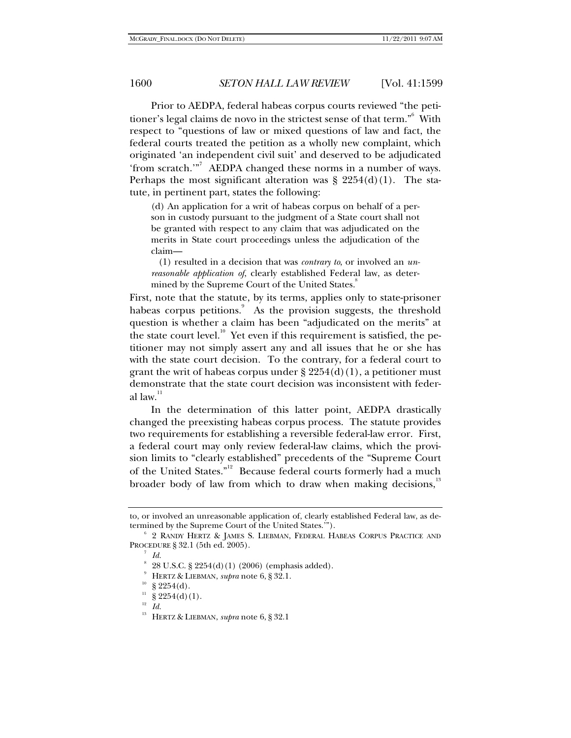Prior to AEDPA, federal habeas corpus courts reviewed "the petitioner's legal claims de novo in the strictest sense of that term."[6] With respect to "questions of law or mixed questions of law and fact, the federal courts treated the petition as a wholly new complaint, which originated 'an independent civil suit' and deserved to be adjudicated 'from scratch.'"[7] AEDPA changed these norms in a number of ways. Perhaps the most significant alteration was § 2254(d)(1). The statute, in pertinent part, states the following:

> (d) An application for a writ of habeas corpus on behalf of a person in custody pursuant to the judgment of a State court shall not be granted with respect to any claim that was adjudicated on the merits in State court proceedings unless the adjudication of the claim—
>
> (1) resulted in a decision that was *contrary to*, or involved an *unreasonable application of*, clearly established Federal law, as determined by the Supreme Court of the United States.[8]

First, note that the statute, by its terms, applies only to state-prisoner habeas corpus petitions.[9] As the provision suggests, the threshold question is whether a claim has been "adjudicated on the merits" at the state court level.[10] Yet even if this requirement is satisfied, the petitioner may not simply assert any and all issues that he or she has with the state court decision. To the contrary, for a federal court to grant the writ of habeas corpus under § 2254(d)(1), a petitioner must demonstrate that the state court decision was inconsistent with federal law.[11]

In the determination of this latter point, AEDPA drastically changed the preexisting habeas corpus process. The statute provides two requirements for establishing a reversible federal-law error. First, a federal court may only review federal-law claims, which the provision limits to "clearly established" precedents of the "Supreme Court of the United States."[12] Because federal courts formerly had a much broader body of law from which to draw when making decisions,[13]

---

to, or involved an unreasonable application of, clearly established Federal law, as determined by the Supreme Court of the United States.'").

[6] 2 RANDY HERTZ & JAMES S. LIEBMAN, FEDERAL HABEAS CORPUS PRACTICE AND PROCEDURE § 32.1 (5th ed. 2005).

[7] *Id.*

[8] 28 U.S.C. § 2254(d)(1) (2006) (emphasis added).

[9] HERTZ & LIEBMAN, *supra* note 6, § 32.1.

[10] § 2254(d).

[11] § 2254(d)(1).

[12] *Id.*

[13] HERTZ & LIEBMAN, *supra* note 6, § 32.1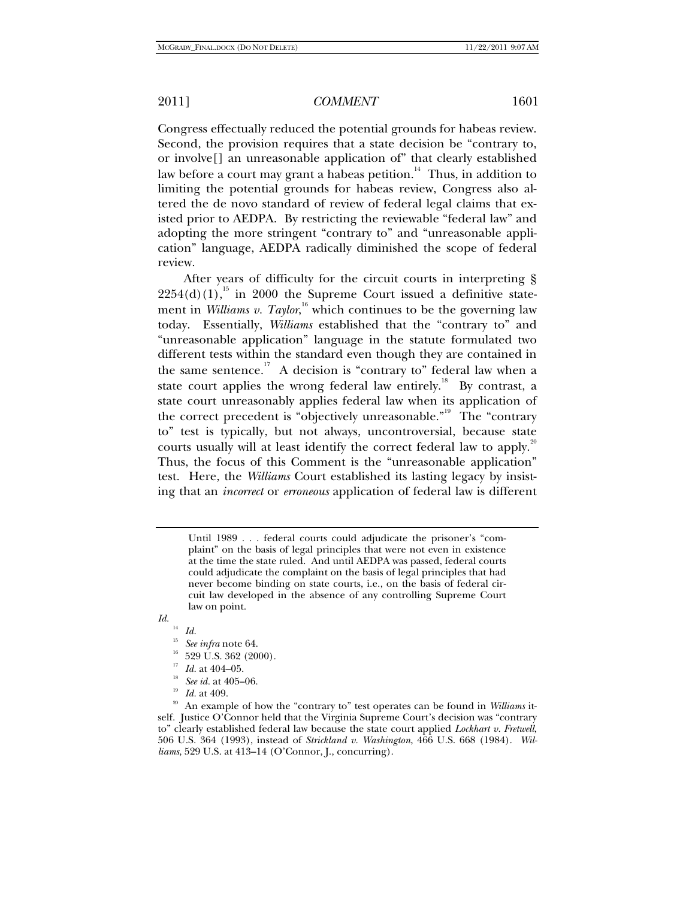Congress effectually reduced the potential grounds for habeas review. Second, the provision requires that a state decision be "contrary to, or involve[] an unreasonable application of" that clearly established law before a court may grant a habeas petition.[14] Thus, in addition to limiting the potential grounds for habeas review, Congress also altered the de novo standard of review of federal legal claims that existed prior to AEDPA. By restricting the reviewable "federal law" and adopting the more stringent "contrary to" and "unreasonable application" language, AEDPA radically diminished the scope of federal review.

After years of difficulty for the circuit courts in interpreting § 2254(d)(1),[15] in 2000 the Supreme Court issued a definitive statement in *Williams v. Taylor*,[16] which continues to be the governing law today. Essentially, *Williams* established that the "contrary to" and "unreasonable application" language in the statute formulated two different tests within the standard even though they are contained in the same sentence.[17] A decision is "contrary to" federal law when a state court applies the wrong federal law entirely.[18] By contrast, a state court unreasonably applies federal law when its application of the correct precedent is "objectively unreasonable."[19] The "contrary to" test is typically, but not always, uncontroversial, because state courts usually will at least identify the correct federal law to apply.[20] Thus, the focus of this Comment is the "unreasonable application" test. Here, the *Williams* Court established its lasting legacy by insisting that an *incorrect* or *erroneous* application of federal law is different

> Until 1989 . . . federal courts could adjudicate the prisoner's "complaint" on the basis of legal principles that were not even in existence at the time the state ruled. And until AEDPA was passed, federal courts could adjudicate the complaint on the basis of legal principles that had never become binding on state courts, i.e., on the basis of federal circuit law developed in the absence of any controlling Supreme Court law on point.

*Id.*

[14] *Id.*

[15] *See infra* note 64.

[16] 529 U.S. 362 (2000).

[17] *Id.* at 404–05.

[18] *See id.* at 405–06.

[19] *Id.* at 409.

[20] An example of how the "contrary to" test operates can be found in *Williams* itself. Justice O'Connor held that the Virginia Supreme Court's decision was "contrary to" clearly established federal law because the state court applied *Lockhart v. Fretwell*, 506 U.S. 364 (1993), instead of *Strickland v. Washington*, 466 U.S. 668 (1984). *Williams*, 529 U.S. at 413–14 (O'Connor, J., concurring).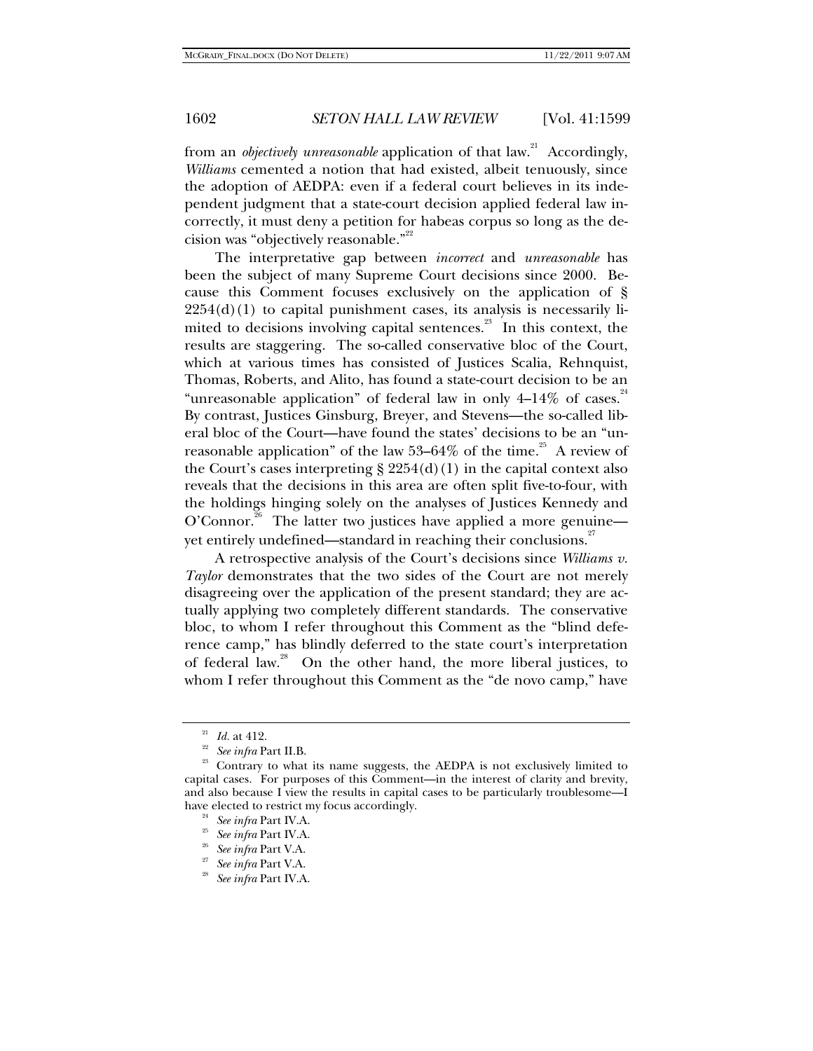from an *objectively unreasonable* application of that law.[21] Accordingly, *Williams* cemented a notion that had existed, albeit tenuously, since the adoption of AEDPA: even if a federal court believes in its independent judgment that a state-court decision applied federal law incorrectly, it must deny a petition for habeas corpus so long as the decision was "objectively reasonable."[22]

The interpretative gap between *incorrect* and *unreasonable* has been the subject of many Supreme Court decisions since 2000. Because this Comment focuses exclusively on the application of § 2254(d)(1) to capital punishment cases, its analysis is necessarily limited to decisions involving capital sentences.[23] In this context, the results are staggering. The so-called conservative bloc of the Court, which at various times has consisted of Justices Scalia, Rehnquist, Thomas, Roberts, and Alito, has found a state-court decision to be an "unreasonable application" of federal law in only 4–14% of cases.[24] By contrast, Justices Ginsburg, Breyer, and Stevens—the so-called liberal bloc of the Court—have found the states' decisions to be an "unreasonable application" of the law 53–64% of the time.[25] A review of the Court's cases interpreting § 2254(d)(1) in the capital context also reveals that the decisions in this area are often split five-to-four, with the holdings hinging solely on the analyses of Justices Kennedy and O'Connor.[26] The latter two justices have applied a more genuine—yet entirely undefined—standard in reaching their conclusions.[27]

A retrospective analysis of the Court's decisions since *Williams v. Taylor* demonstrates that the two sides of the Court are not merely disagreeing over the application of the present standard; they are actually applying two completely different standards. The conservative bloc, to whom I refer throughout this Comment as the "blind deference camp," has blindly deferred to the state court's interpretation of federal law.[28] On the other hand, the more liberal justices, to whom I refer throughout this Comment as the "de novo camp," have

---

[21] *Id.* at 412.

[22] *See infra* Part II.B.

[23] Contrary to what its name suggests, the AEDPA is not exclusively limited to capital cases. For purposes of this Comment—in the interest of clarity and brevity, and also because I view the results in capital cases to be particularly troublesome—I have elected to restrict my focus accordingly.

[24] *See infra* Part IV.A.

[25] *See infra* Part IV.A.

[26] *See infra* Part V.A.

[27] *See infra* Part V.A.

[28] *See infra* Part IV.A.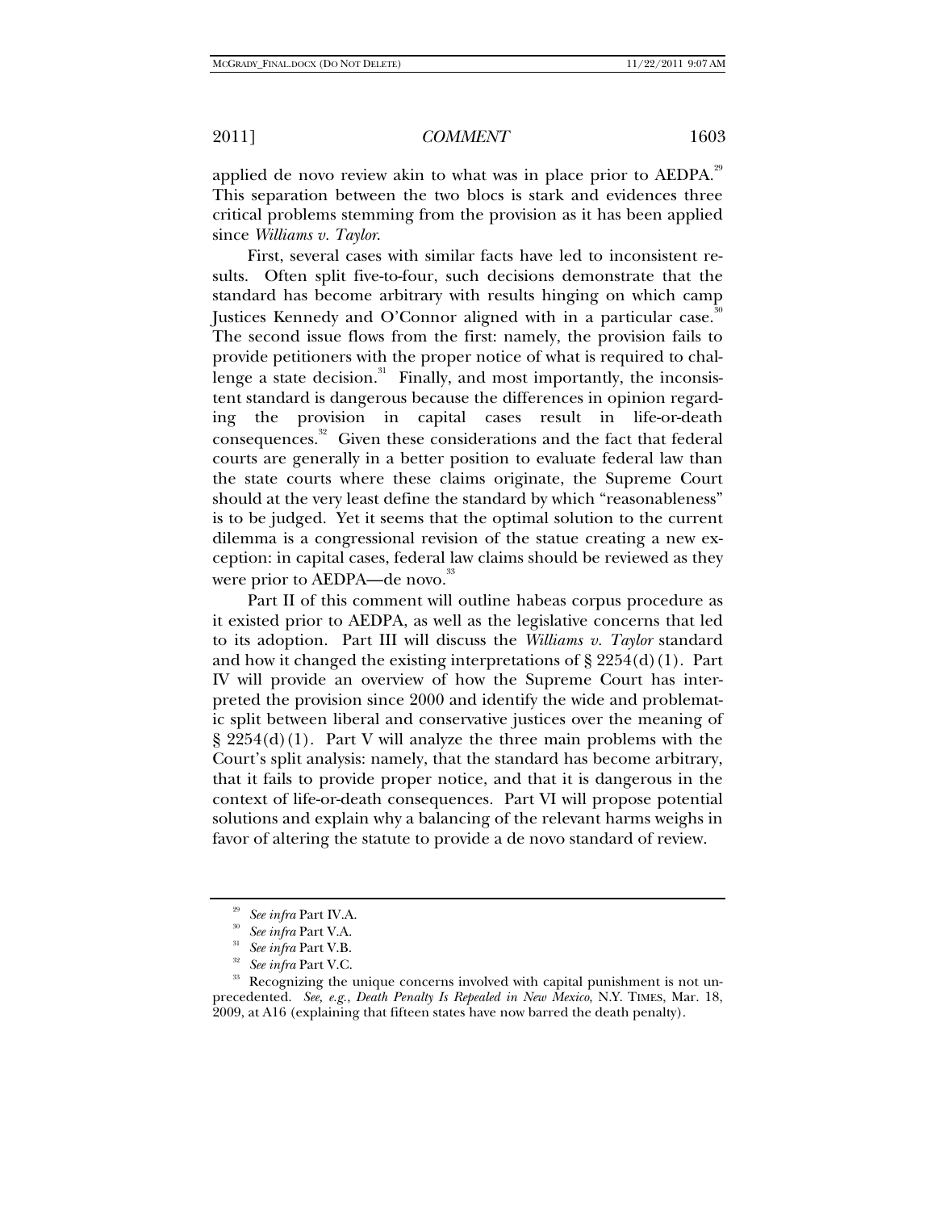applied de novo review akin to what was in place prior to AEDPA.[29] This separation between the two blocs is stark and evidences three critical problems stemming from the provision as it has been applied since *Williams v. Taylor*.

First, several cases with similar facts have led to inconsistent results. Often split five-to-four, such decisions demonstrate that the standard has become arbitrary with results hinging on which camp Justices Kennedy and O'Connor aligned with in a particular case.[30] The second issue flows from the first: namely, the provision fails to provide petitioners with the proper notice of what is required to challenge a state decision.[31] Finally, and most importantly, the inconsistent standard is dangerous because the differences in opinion regarding the provision in capital cases result in life-or-death consequences.[32] Given these considerations and the fact that federal courts are generally in a better position to evaluate federal law than the state courts where these claims originate, the Supreme Court should at the very least define the standard by which "reasonableness" is to be judged. Yet it seems that the optimal solution to the current dilemma is a congressional revision of the statue creating a new exception: in capital cases, federal law claims should be reviewed as they were prior to AEDPA—de novo.[33]

Part II of this comment will outline habeas corpus procedure as it existed prior to AEDPA, as well as the legislative concerns that led to its adoption. Part III will discuss the *Williams v. Taylor* standard and how it changed the existing interpretations of § 2254(d)(1). Part IV will provide an overview of how the Supreme Court has interpreted the provision since 2000 and identify the wide and problematic split between liberal and conservative justices over the meaning of § 2254(d)(1). Part V will analyze the three main problems with the Court's split analysis: namely, that the standard has become arbitrary, that it fails to provide proper notice, and that it is dangerous in the context of life-or-death consequences. Part VI will propose potential solutions and explain why a balancing of the relevant harms weighs in favor of altering the statute to provide a de novo standard of review.

---

[29] *See infra* Part IV.A.

[30] *See infra* Part V.A.

[31] *See infra* Part V.B.

[32] *See infra* Part V.C.

[33] Recognizing the unique concerns involved with capital punishment is not unprecedented. *See, e.g.*, *Death Penalty Is Repealed in New Mexico*, N.Y. TIMES, Mar. 18, 2009, at A16 (explaining that fifteen states have now barred the death penalty).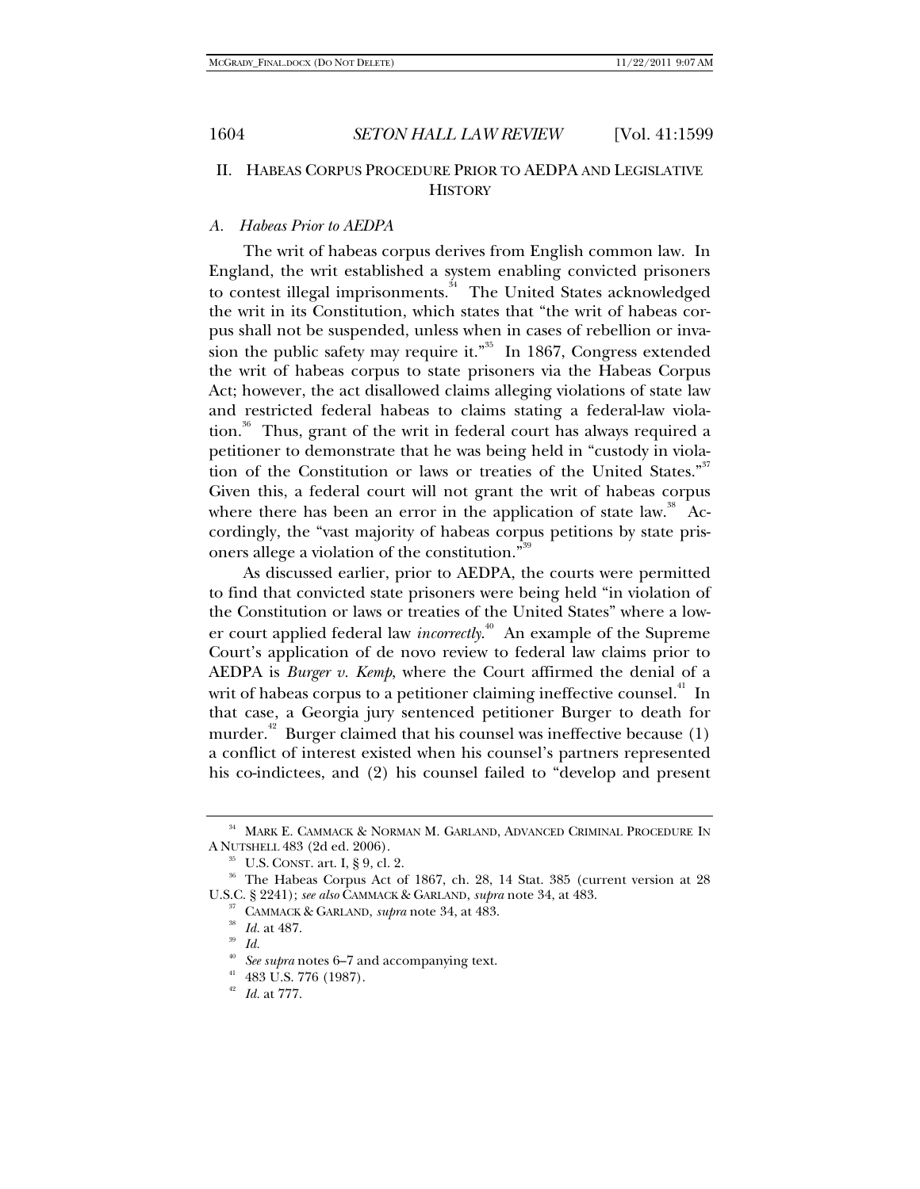## II. HABEAS CORPUS PROCEDURE PRIOR TO AEDPA AND LEGISLATIVE HISTORY

### *A. Habeas Prior to AEDPA*

The writ of habeas corpus derives from English common law. In England, the writ established a system enabling convicted prisoners to contest illegal imprisonments.[34] The United States acknowledged the writ in its Constitution, which states that "the writ of habeas corpus shall not be suspended, unless when in cases of rebellion or invasion the public safety may require it."[35] In 1867, Congress extended the writ of habeas corpus to state prisoners via the Habeas Corpus Act; however, the act disallowed claims alleging violations of state law and restricted federal habeas to claims stating a federal-law violation.[36] Thus, grant of the writ in federal court has always required a petitioner to demonstrate that he was being held in "custody in violation of the Constitution or laws or treaties of the United States."[37] Given this, a federal court will not grant the writ of habeas corpus where there has been an error in the application of state law.[38] Accordingly, the "vast majority of habeas corpus petitions by state prisoners allege a violation of the constitution."[39]

As discussed earlier, prior to AEDPA, the courts were permitted to find that convicted state prisoners were being held "in violation of the Constitution or laws or treaties of the United States" where a lower court applied federal law *incorrectly*.[40] An example of the Supreme Court's application of de novo review to federal law claims prior to AEDPA is *Burger v. Kemp*, where the Court affirmed the denial of a writ of habeas corpus to a petitioner claiming ineffective counsel.[41] In that case, a Georgia jury sentenced petitioner Burger to death for murder.[42] Burger claimed that his counsel was ineffective because (1) a conflict of interest existed when his counsel's partners represented his co-indictees, and (2) his counsel failed to "develop and present

---

[34] MARK E. CAMMACK & NORMAN M. GARLAND, ADVANCED CRIMINAL PROCEDURE IN A NUTSHELL 483 (2d ed. 2006).

[35] U.S. CONST. art. I, § 9, cl. 2.

[36] The Habeas Corpus Act of 1867, ch. 28, 14 Stat. 385 (current version at 28 U.S.C. § 2241); *see also* CAMMACK & GARLAND, *supra* note 34, at 483.

[37] CAMMACK & GARLAND, *supra* note 34, at 483.

[38] *Id.* at 487.

[39] *Id.*

[40] *See supra* notes 6–7 and accompanying text.

[41] 483 U.S. 776 (1987).

[42] *Id.* at 777.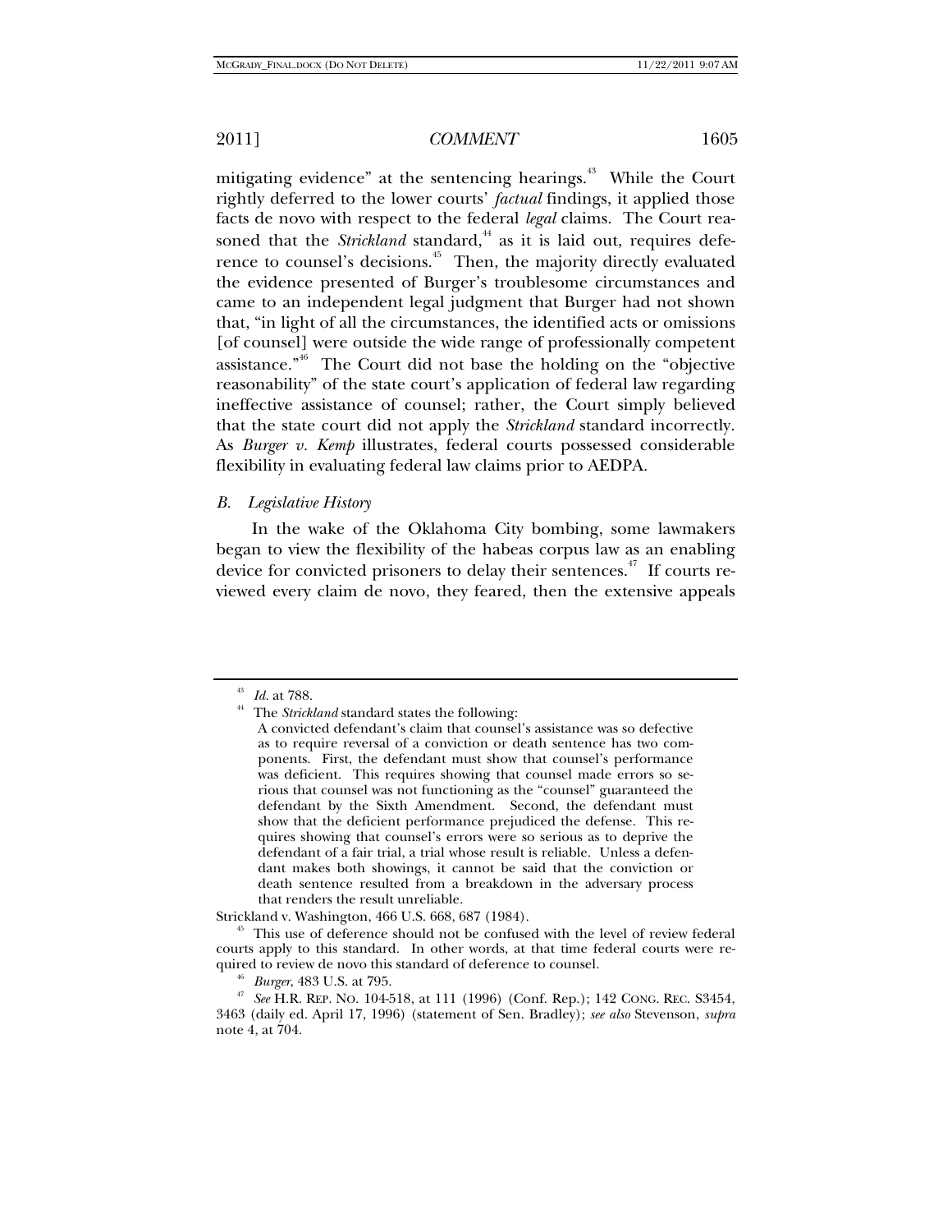mitigating evidence" at the sentencing hearings.[43] While the Court rightly deferred to the lower courts' *factual* findings, it applied those facts de novo with respect to the federal *legal* claims. The Court reasoned that the *Strickland* standard,[44] as it is laid out, requires deference to counsel's decisions.[45] Then, the majority directly evaluated the evidence presented of Burger's troublesome circumstances and came to an independent legal judgment that Burger had not shown that, "in light of all the circumstances, the identified acts or omissions [of counsel] were outside the wide range of professionally competent assistance."[46] The Court did not base the holding on the "objective reasonability" of the state court's application of federal law regarding ineffective assistance of counsel; rather, the Court simply believed that the state court did not apply the *Strickland* standard incorrectly. As *Burger v. Kemp* illustrates, federal courts possessed considerable flexibility in evaluating federal law claims prior to AEDPA.

### *B. Legislative History*

In the wake of the Oklahoma City bombing, some lawmakers began to view the flexibility of the habeas corpus law as an enabling device for convicted prisoners to delay their sentences.[47] If courts reviewed every claim de novo, they feared, then the extensive appeals

---

[43] *Id.* at 788.

[44] The *Strickland* standard states the following:

> A convicted defendant's claim that counsel's assistance was so defective as to require reversal of a conviction or death sentence has two components. First, the defendant must show that counsel's performance was deficient. This requires showing that counsel made errors so serious that counsel was not functioning as the "counsel" guaranteed the defendant by the Sixth Amendment. Second, the defendant must show that the deficient performance prejudiced the defense. This requires showing that counsel's errors were so serious as to deprive the defendant of a fair trial, a trial whose result is reliable. Unless a defendant makes both showings, it cannot be said that the conviction or death sentence resulted from a breakdown in the adversary process that renders the result unreliable.

Strickland v. Washington, 466 U.S. 668, 687 (1984).

[45] This use of deference should not be confused with the level of review federal courts apply to this standard. In other words, at that time federal courts were required to review de novo this standard of deference to counsel.

[46] *Burger*, 483 U.S. at 795.

[47] *See* H.R. REP. NO. 104-518, at 111 (1996) (Conf. Rep.); 142 CONG. REC. S3454, 3463 (daily ed. April 17, 1996) (statement of Sen. Bradley); *see also* Stevenson, *supra* note 4, at 704.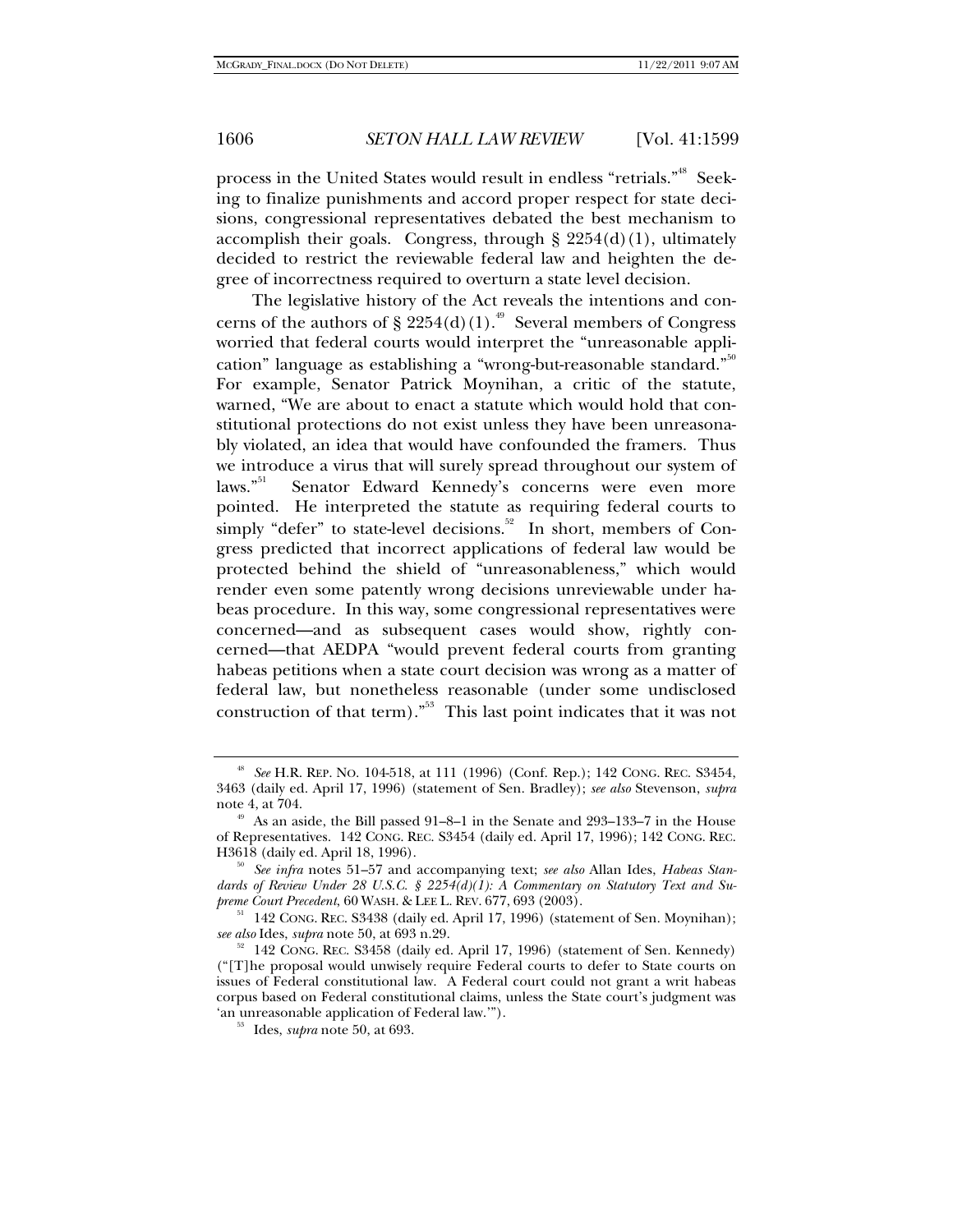process in the United States would result in endless "retrials."[48] Seeking to finalize punishments and accord proper respect for state decisions, congressional representatives debated the best mechanism to accomplish their goals. Congress, through § 2254(d)(1), ultimately decided to restrict the reviewable federal law and heighten the degree of incorrectness required to overturn a state level decision.

The legislative history of the Act reveals the intentions and concerns of the authors of § 2254(d)(1).[49] Several members of Congress worried that federal courts would interpret the "unreasonable application" language as establishing a "wrong-but-reasonable standard."[50] For example, Senator Patrick Moynihan, a critic of the statute, warned, "We are about to enact a statute which would hold that constitutional protections do not exist unless they have been unreasonably violated, an idea that would have confounded the framers. Thus we introduce a virus that will surely spread throughout our system of laws."[51] Senator Edward Kennedy's concerns were even more pointed. He interpreted the statute as requiring federal courts to simply "defer" to state-level decisions.[52] In short, members of Congress predicted that incorrect applications of federal law would be protected behind the shield of "unreasonableness," which would render even some patently wrong decisions unreviewable under habeas procedure. In this way, some congressional representatives were concerned—and as subsequent cases would show, rightly concerned—that AEDPA "would prevent federal courts from granting habeas petitions when a state court decision was wrong as a matter of federal law, but nonetheless reasonable (under some undisclosed construction of that term)."[53] This last point indicates that it was not

---

[48] *See* H.R. REP. NO. 104-518, at 111 (1996) (Conf. Rep.); 142 CONG. REC. S3454, 3463 (daily ed. April 17, 1996) (statement of Sen. Bradley); *see also* Stevenson, *supra* note 4, at 704.

[49] As an aside, the Bill passed 91–8–1 in the Senate and 293–133–7 in the House of Representatives. 142 CONG. REC. S3454 (daily ed. April 17, 1996); 142 CONG. REC. H3618 (daily ed. April 18, 1996).

[50] *See infra* notes 51–57 and accompanying text; *see also* Allan Ides, *Habeas Standards of Review Under 28 U.S.C. § 2254(d)(1): A Commentary on Statutory Text and Supreme Court Precedent*, 60 WASH. & LEE L. REV. 677, 693 (2003).

[51] 142 CONG. REC. S3438 (daily ed. April 17, 1996) (statement of Sen. Moynihan); *see also* Ides, *supra* note 50, at 693 n.29.

[52] 142 CONG. REC. S3458 (daily ed. April 17, 1996) (statement of Sen. Kennedy) ("[T]he proposal would unwisely require Federal courts to defer to State courts on issues of Federal constitutional law. A Federal court could not grant a writ habeas corpus based on Federal constitutional claims, unless the State court's judgment was 'an unreasonable application of Federal law.'").

[53] Ides, *supra* note 50, at 693.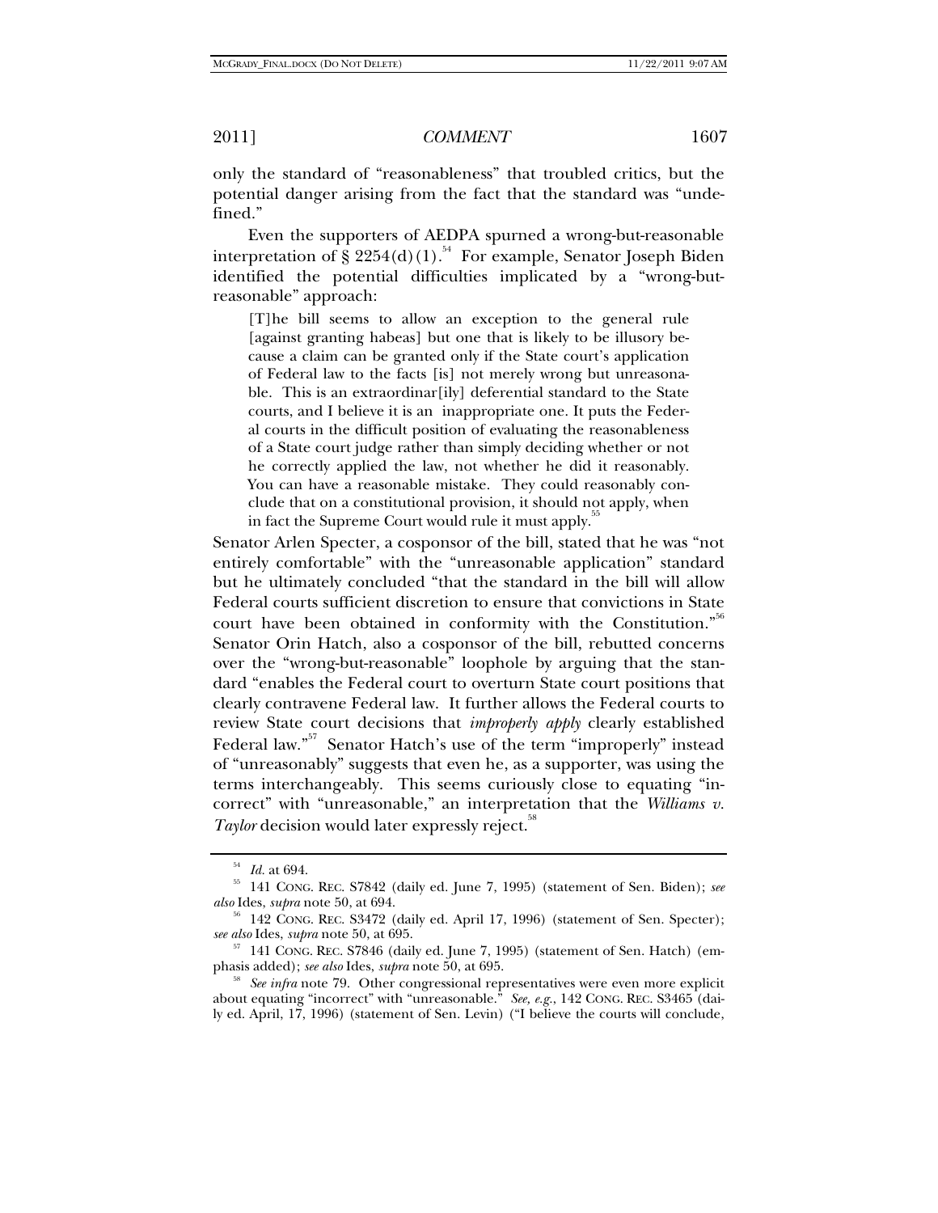only the standard of "reasonableness" that troubled critics, but the potential danger arising from the fact that the standard was "undefined."

Even the supporters of AEDPA spurned a wrong-but-reasonable interpretation of § 2254(d)(1).[54] For example, Senator Joseph Biden identified the potential difficulties implicated by a "wrong-but-reasonable" approach:

> [T]he bill seems to allow an exception to the general rule [against granting habeas] but one that is likely to be illusory because a claim can be granted only if the State court's application of Federal law to the facts [is] not merely wrong but unreasonable. This is an extraordinar[ily] deferential standard to the State courts, and I believe it is an inappropriate one. It puts the Federal courts in the difficult position of evaluating the reasonableness of a State court judge rather than simply deciding whether or not he correctly applied the law, not whether he did it reasonably. You can have a reasonable mistake. They could reasonably conclude that on a constitutional provision, it should not apply, when in fact the Supreme Court would rule it must apply.[55]

Senator Arlen Specter, a cosponsor of the bill, stated that he was "not entirely comfortable" with the "unreasonable application" standard but he ultimately concluded "that the standard in the bill will allow Federal courts sufficient discretion to ensure that convictions in State court have been obtained in conformity with the Constitution."[56] Senator Orin Hatch, also a cosponsor of the bill, rebutted concerns over the "wrong-but-reasonable" loophole by arguing that the standard "enables the Federal court to overturn State court positions that clearly contravene Federal law. It further allows the Federal courts to review State court decisions that *improperly apply* clearly established Federal law."[57] Senator Hatch's use of the term "improperly" instead of "unreasonably" suggests that even he, as a supporter, was using the terms interchangeably. This seems curiously close to equating "incorrect" with "unreasonable," an interpretation that the *Williams v. Taylor* decision would later expressly reject.[58]

---

[54] *Id.* at 694.

[55] 141 CONG. REC. S7842 (daily ed. June 7, 1995) (statement of Sen. Biden); *see also* Ides, *supra* note 50, at 694.

[56] 142 CONG. REC. S3472 (daily ed. April 17, 1996) (statement of Sen. Specter); *see also* Ides, *supra* note 50, at 695.

[57] 141 CONG. REC. S7846 (daily ed. June 7, 1995) (statement of Sen. Hatch) (emphasis added); *see also* Ides, *supra* note 50, at 695.

[58] *See infra* note 79. Other congressional representatives were even more explicit about equating "incorrect" with "unreasonable." *See, e.g.*, 142 CONG. REC. S3465 (daily ed. April, 17, 1996) (statement of Sen. Levin) ("I believe the courts will conclude,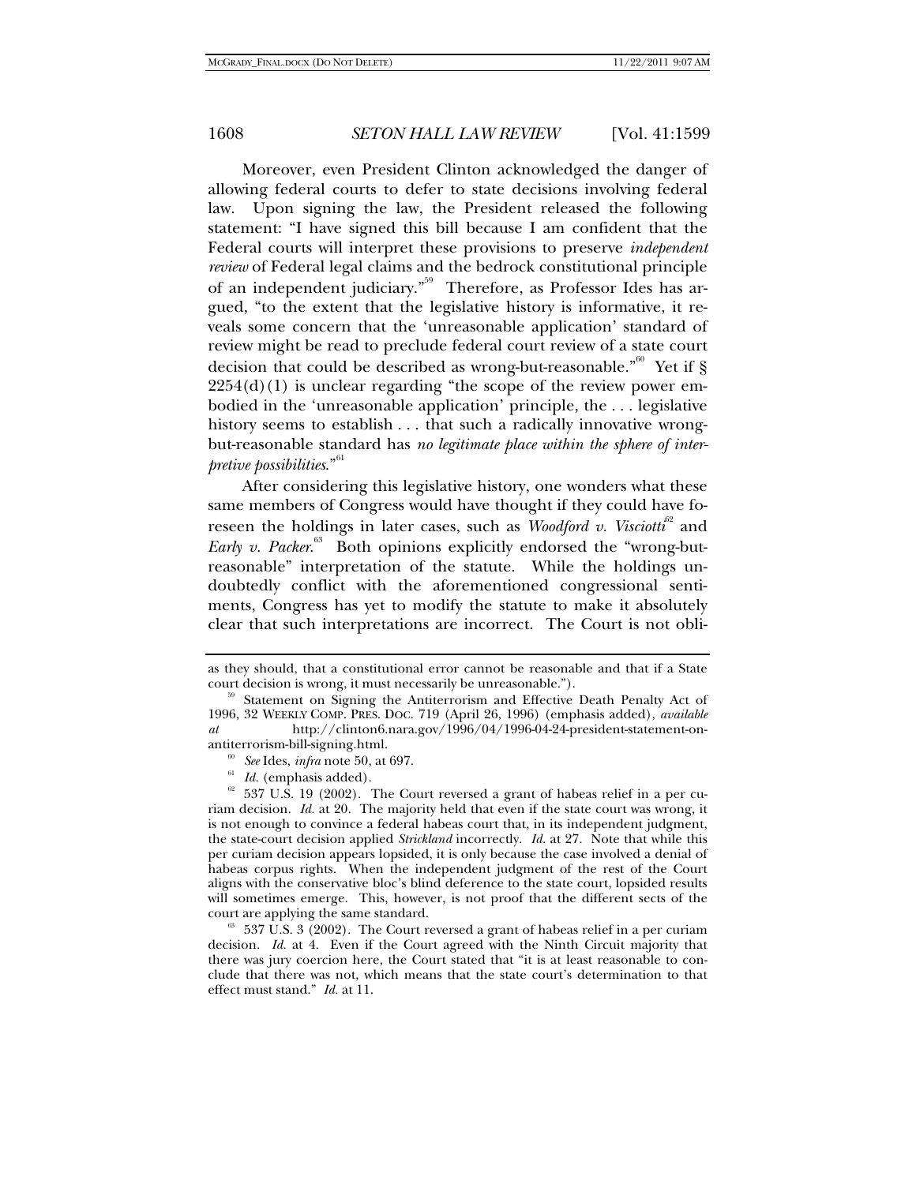Moreover, even President Clinton acknowledged the danger of allowing federal courts to defer to state decisions involving federal law. Upon signing the law, the President released the following statement: "I have signed this bill because I am confident that the Federal courts will interpret these provisions to preserve *independent review* of Federal legal claims and the bedrock constitutional principle of an independent judiciary."[59] Therefore, as Professor Ides has argued, "to the extent that the legislative history is informative, it reveals some concern that the 'unreasonable application' standard of review might be read to preclude federal court review of a state court decision that could be described as wrong-but-reasonable."[60] Yet if § 2254(d)(1) is unclear regarding "the scope of the review power embodied in the 'unreasonable application' principle, the . . . legislative history seems to establish . . . that such a radically innovative wrong-but-reasonable standard has *no legitimate place within the sphere of interpretive possibilities*."[61]

After considering this legislative history, one wonders what these same members of Congress would have thought if they could have foreseen the holdings in later cases, such as *Woodford v. Visciotti*[62] and *Early v. Packer*.[63] Both opinions explicitly endorsed the "wrong-but-reasonable" interpretation of the statute. While the holdings undoubtedly conflict with the aforementioned congressional sentiments, Congress has yet to modify the statute to make it absolutely clear that such interpretations are incorrect. The Court is not obli-

---

as they should, that a constitutional error cannot be reasonable and that if a State court decision is wrong, it must necessarily be unreasonable.").

[59] Statement on Signing the Antiterrorism and Effective Death Penalty Act of 1996, 32 WEEKLY COMP. PRES. DOC. 719 (April 26, 1996) (emphasis added), *available at* http://clinton6.nara.gov/1996/04/1996-04-24-president-statement-on-antiterrorism-bill-signing.html.

[60] *See* Ides, *infra* note 50, at 697.

[61] *Id.* (emphasis added).

[62] 537 U.S. 19 (2002). The Court reversed a grant of habeas relief in a per curiam decision. *Id.* at 20. The majority held that even if the state court was wrong, it is not enough to convince a federal habeas court that, in its independent judgment, the state-court decision applied *Strickland* incorrectly. *Id.* at 27. Note that while this per curiam decision appears lopsided, it is only because the case involved a denial of habeas corpus rights. When the independent judgment of the rest of the Court aligns with the conservative bloc's blind deference to the state court, lopsided results will sometimes emerge. This, however, is not proof that the different sects of the court are applying the same standard.

[63] 537 U.S. 3 (2002). The Court reversed a grant of habeas relief in a per curiam decision. *Id.* at 4. Even if the Court agreed with the Ninth Circuit majority that there was jury coercion here, the Court stated that "it is at least reasonable to conclude that there was not, which means that the state court's determination to that effect must stand." *Id.* at 11.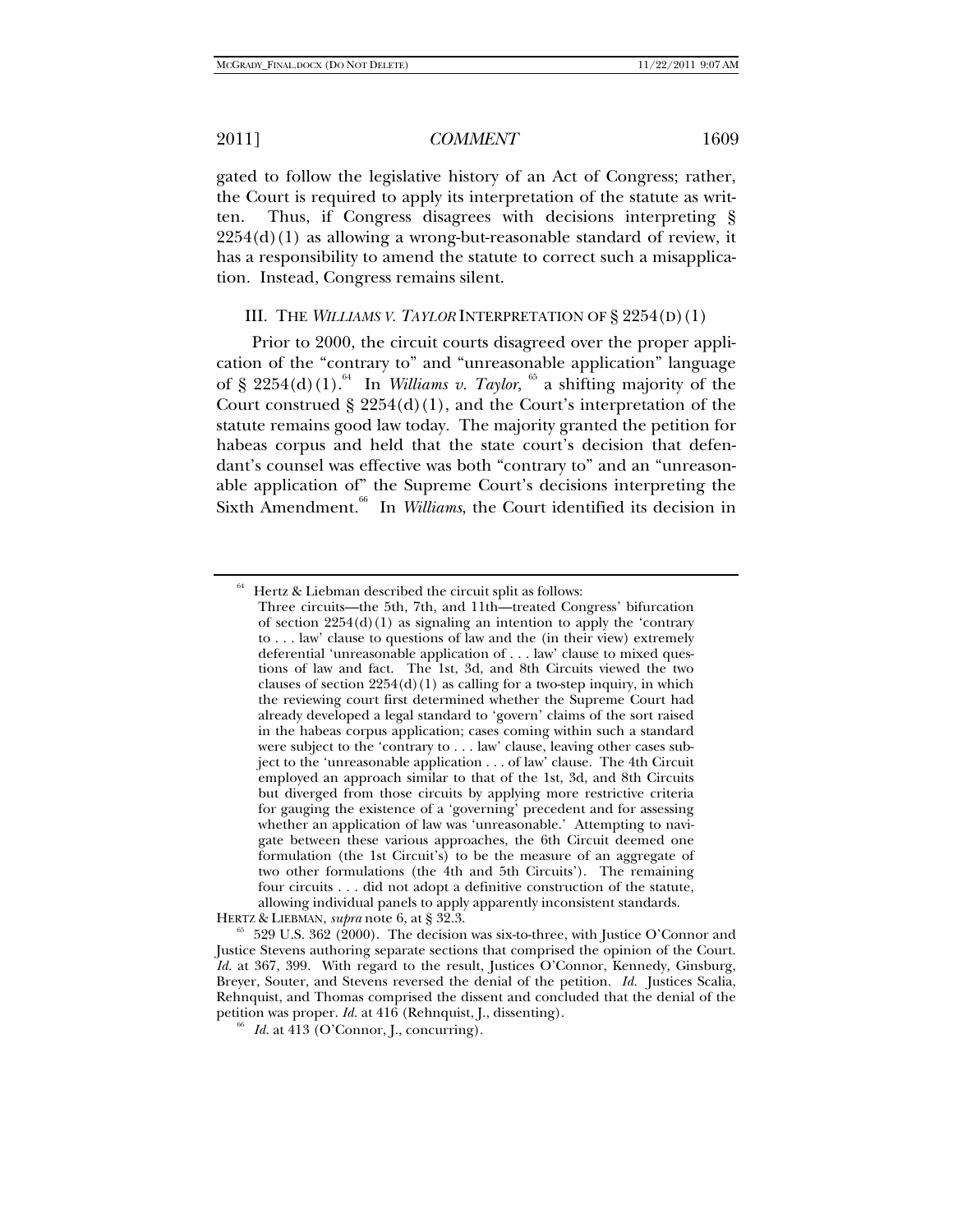gated to follow the legislative history of an Act of Congress; rather, the Court is required to apply its interpretation of the statute as written. Thus, if Congress disagrees with decisions interpreting § 2254(d)(1) as allowing a wrong-but-reasonable standard of review, it has a responsibility to amend the statute to correct such a misapplication. Instead, Congress remains silent.

## III. THE *WILLIAMS V. TAYLOR* INTERPRETATION OF § 2254(D)(1)

Prior to 2000, the circuit courts disagreed over the proper application of the "contrary to" and "unreasonable application" language of § 2254(d)(1).[64] In *Williams v. Taylor*,[65] a shifting majority of the Court construed § 2254(d)(1), and the Court's interpretation of the statute remains good law today. The majority granted the petition for habeas corpus and held that the state court's decision that defendant's counsel was effective was both "contrary to" and an "unreasonable application of" the Supreme Court's decisions interpreting the Sixth Amendment.[66] In *Williams*, the Court identified its decision in

---

[64] Hertz & Liebman described the circuit split as follows:

> Three circuits—the 5th, 7th, and 11th—treated Congress' bifurcation of section 2254(d)(1) as signaling an intention to apply the 'contrary to . . . law' clause to questions of law and the (in their view) extremely deferential 'unreasonable application of . . . law' clause to mixed questions of law and fact. The 1st, 3d, and 8th Circuits viewed the two clauses of section 2254(d)(1) as calling for a two-step inquiry, in which the reviewing court first determined whether the Supreme Court had already developed a legal standard to 'govern' claims of the sort raised in the habeas corpus application; cases coming within such a standard were subject to the 'contrary to . . . law' clause, leaving other cases subject to the 'unreasonable application . . . of law' clause. The 4th Circuit employed an approach similar to that of the 1st, 3d, and 8th Circuits but diverged from those circuits by applying more restrictive criteria for gauging the existence of a 'governing' precedent and for assessing whether an application of law was 'unreasonable.' Attempting to navigate between these various approaches, the 6th Circuit deemed one formulation (the 1st Circuit's) to be the measure of an aggregate of two other formulations (the 4th and 5th Circuits'). The remaining four circuits . . . did not adopt a definitive construction of the statute, allowing individual panels to apply apparently inconsistent standards.

HERTZ & LIEBMAN, *supra* note 6, at § 32.3.

[65] 529 U.S. 362 (2000). The decision was six-to-three, with Justice O'Connor and Justice Stevens authoring separate sections that comprised the opinion of the Court. *Id.* at 367, 399. With regard to the result, Justices O'Connor, Kennedy, Ginsburg, Breyer, Souter, and Stevens reversed the denial of the petition. *Id.* Justices Scalia, Rehnquist, and Thomas comprised the dissent and concluded that the denial of the petition was proper. *Id.* at 416 (Rehnquist, J., dissenting).

[66] *Id.* at 413 (O'Connor, J., concurring).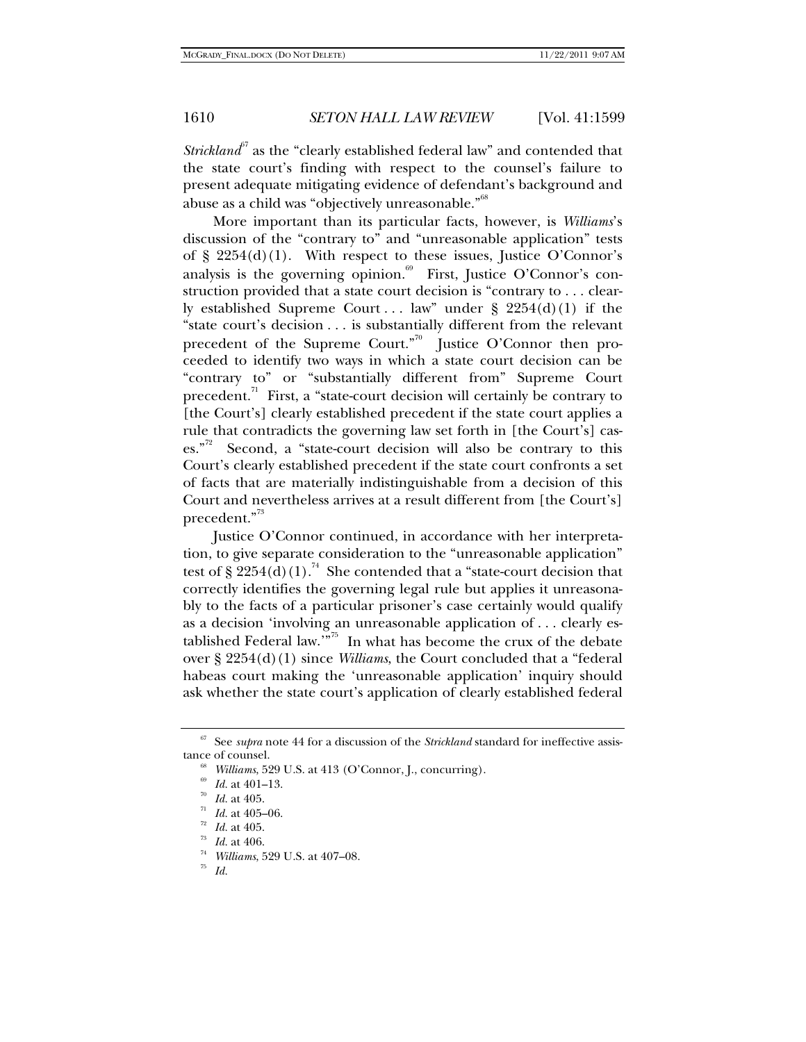*Strickland*[67] as the "clearly established federal law" and contended that the state court's finding with respect to the counsel's failure to present adequate mitigating evidence of defendant's background and abuse as a child was "objectively unreasonable."[68]

More important than its particular facts, however, is *Williams*'s discussion of the "contrary to" and "unreasonable application" tests of § 2254(d)(1). With respect to these issues, Justice O'Connor's analysis is the governing opinion.[69] First, Justice O'Connor's construction provided that a state court decision is "contrary to . . . clearly established Supreme Court . . . law" under § 2254(d)(1) if the "state court's decision . . . is substantially different from the relevant precedent of the Supreme Court."[70] Justice O'Connor then proceeded to identify two ways in which a state court decision can be "contrary to" or "substantially different from" Supreme Court precedent.[71] First, a "state-court decision will certainly be contrary to [the Court's] clearly established precedent if the state court applies a rule that contradicts the governing law set forth in [the Court's] cases."[72] Second, a "state-court decision will also be contrary to this Court's clearly established precedent if the state court confronts a set of facts that are materially indistinguishable from a decision of this Court and nevertheless arrives at a result different from [the Court's] precedent."[73]

Justice O'Connor continued, in accordance with her interpretation, to give separate consideration to the "unreasonable application" test of § 2254(d)(1).[74] She contended that a "state-court decision that correctly identifies the governing legal rule but applies it unreasonably to the facts of a particular prisoner's case certainly would qualify as a decision 'involving an unreasonable application of . . . clearly established Federal law.'"[75] In what has become the crux of the debate over § 2254(d)(1) since *Williams*, the Court concluded that a "federal habeas court making the 'unreasonable application' inquiry should ask whether the state court's application of clearly established federal

---

[67] See *supra* note 44 for a discussion of the *Strickland* standard for ineffective assistance of counsel.

[68] *Williams*, 529 U.S. at 413 (O'Connor, J., concurring).

[69] *Id.* at 401–13.

[70] *Id.* at 405.

[71] *Id.* at 405–06.

[72] *Id.* at 405.

[73] *Id.* at 406.

[74] *Williams*, 529 U.S. at 407–08.

[75] *Id.*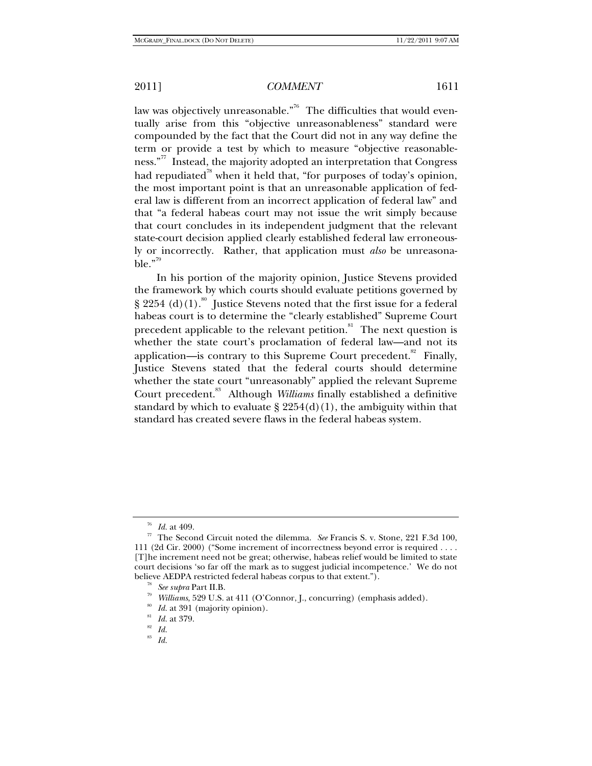law was objectively unreasonable."[76] The difficulties that would eventually arise from this "objective unreasonableness" standard were compounded by the fact that the Court did not in any way define the term or provide a test by which to measure "objective reasonableness."[77] Instead, the majority adopted an interpretation that Congress had repudiated[78] when it held that, "for purposes of today's opinion, the most important point is that an unreasonable application of federal law is different from an incorrect application of federal law" and that "a federal habeas court may not issue the writ simply because that court concludes in its independent judgment that the relevant state-court decision applied clearly established federal law erroneously or incorrectly. Rather, that application must *also* be unreasonable."[79]

In his portion of the majority opinion, Justice Stevens provided the framework by which courts should evaluate petitions governed by § 2254 (d)(1).[80] Justice Stevens noted that the first issue for a federal habeas court is to determine the "clearly established" Supreme Court precedent applicable to the relevant petition.[81] The next question is whether the state court's proclamation of federal law—and not its application—is contrary to this Supreme Court precedent.[82] Finally, Justice Stevens stated that the federal courts should determine whether the state court "unreasonably" applied the relevant Supreme Court precedent.[83] Although *Williams* finally established a definitive standard by which to evaluate § 2254(d)(1), the ambiguity within that standard has created severe flaws in the federal habeas system.

---

[76] *Id.* at 409.

[77] The Second Circuit noted the dilemma. *See* Francis S. v. Stone, 221 F.3d 100, 111 (2d Cir. 2000) ("Some increment of incorrectness beyond error is required . . . . [T]he increment need not be great; otherwise, habeas relief would be limited to state court decisions 'so far off the mark as to suggest judicial incompetence.' We do not believe AEDPA restricted federal habeas corpus to that extent.").

[78] *See supra* Part II.B.

[79] *Williams*, 529 U.S. at 411 (O'Connor, J., concurring) (emphasis added).

[80] *Id.* at 391 (majority opinion).

[81] *Id.* at 379.

[82] *Id.*

[83] *Id.*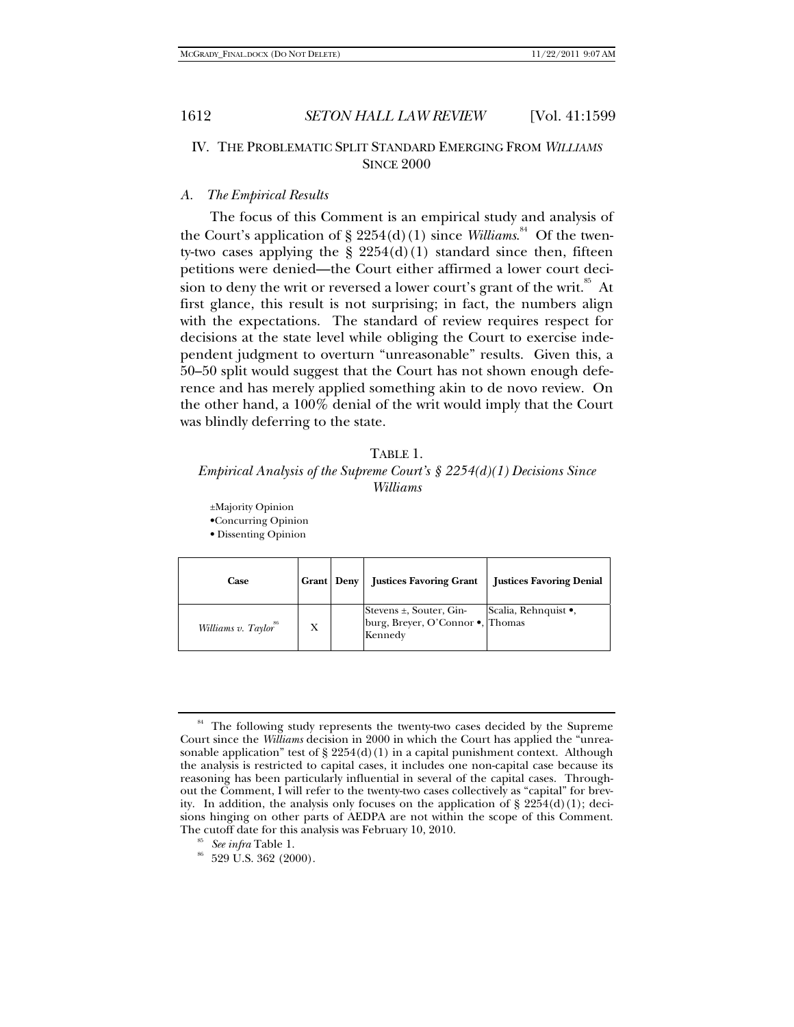## IV. THE PROBLEMATIC SPLIT STANDARD EMERGING FROM *WILLIAMS* SINCE 2000

### *A. The Empirical Results*

The focus of this Comment is an empirical study and analysis of the Court's application of § 2254(d)(1) since *Williams*.[84] Of the twenty-two cases applying the § 2254(d)(1) standard since then, fifteen petitions were denied—the Court either affirmed a lower court decision to deny the writ or reversed a lower court's grant of the writ.[85] At first glance, this result is not surprising; in fact, the numbers align with the expectations. The standard of review requires respect for decisions at the state level while obliging the Court to exercise independent judgment to overturn "unreasonable" results. Given this, a 50–50 split would suggest that the Court has not shown enough deference and has merely applied something akin to de novo review. On the other hand, a 100% denial of the writ would imply that the Court was blindly deferring to the state.

TABLE 1.

*Empirical Analysis of the Supreme Court's § 2254(d)(1) Decisions Since Williams*

±Majority Opinion
•Concurring Opinion
• Dissenting Opinion

| Case | Grant | Deny | Justices Favoring Grant | Justices Favoring Denial |
|---|---|---|---|---|
| *Williams v. Taylor*[86] | X | | Stevens ±, Souter, Ginburg, Breyer, O'Connor •, Kennedy | Scalia, Rehnquist •, Thomas |

[84] The following study represents the twenty-two cases decided by the Supreme Court since the *Williams* decision in 2000 in which the Court has applied the "unreasonable application" test of § 2254(d)(1) in a capital punishment context. Although the analysis is restricted to capital cases, it includes one non-capital case because its reasoning has been particularly influential in several of the capital cases. Throughout the Comment, I will refer to the twenty-two cases collectively as "capital" for brevity. In addition, the analysis only focuses on the application of § 2254(d)(1); decisions hinging on other parts of AEDPA are not within the scope of this Comment. The cutoff date for this analysis was February 10, 2010.

[85] *See infra* Table 1.

[86] 529 U.S. 362 (2000).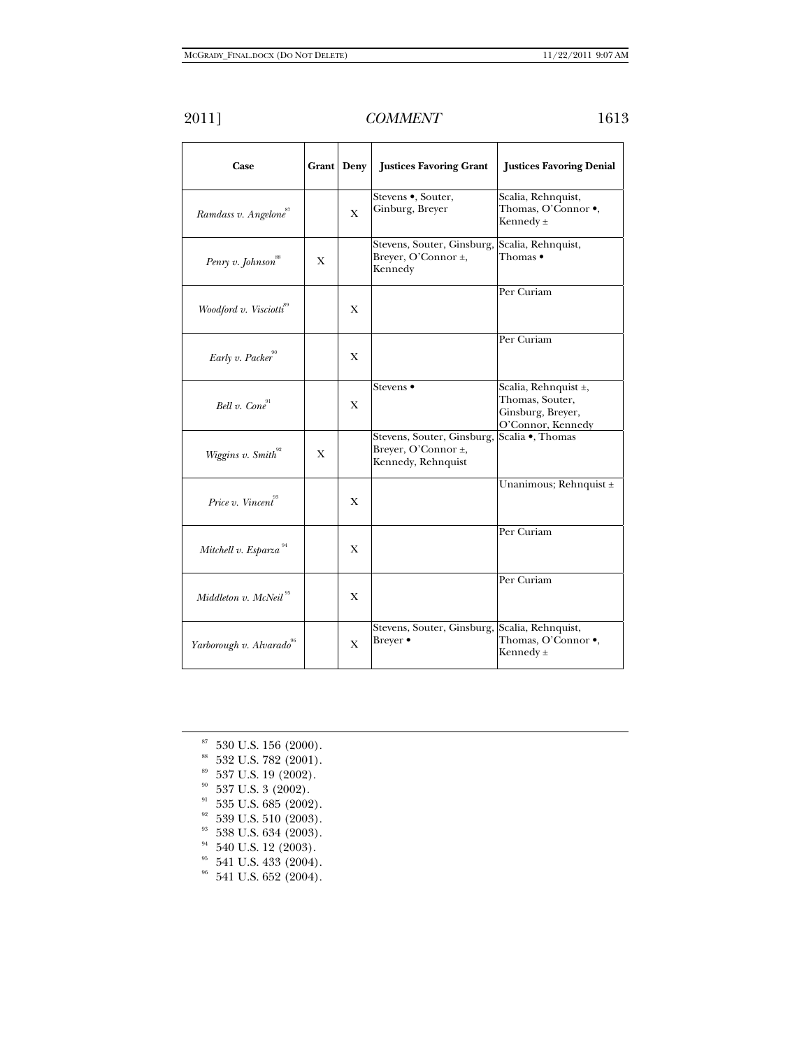| Case | Grant | Deny | Justices Favoring Grant | Justices Favoring Denial |
|---|---|---|---|---|
| *Ramdass v. Angelone*[87] | | X | Stevens •, Souter, Ginburg, Breyer | Scalia, Rehnquist, Thomas, O'Connor •, Kennedy ± |
| *Penry v. Johnson*[88] | X | | Stevens, Souter, Ginsburg, Breyer, O'Connor ±, Kennedy | Scalia, Rehnquist, Thomas • |
| *Woodford v. Visciotti*[89] | | X | | Per Curiam |
| *Early v. Packer*[90] | | X | | Per Curiam |
| *Bell v. Cone*[91] | | X | Stevens • | Scalia, Rehnquist ±, Thomas, Souter, Ginsburg, Breyer, O'Connor, Kennedy |
| *Wiggins v. Smith*[92] | X | | Stevens, Souter, Ginsburg, Breyer, O'Connor ±, Kennedy, Rehnquist | Scalia •, Thomas |
| *Price v. Vincent*[93] | | X | | Unanimous; Rehnquist ± |
| *Mitchell v. Esparza*[94] | | X | | Per Curiam |
| *Middleton v. McNeil*[95] | | X | | Per Curiam |
| *Yarborough v. Alvarado*[96] | | X | Stevens, Souter, Ginsburg, Breyer • | Scalia, Rehnquist, Thomas, O'Connor •, Kennedy ± |

---

[87] 530 U.S. 156 (2000).

[88] 532 U.S. 782 (2001).

[89] 537 U.S. 19 (2002).

[90] 537 U.S. 3 (2002).

[91] 535 U.S. 685 (2002).

[92] 539 U.S. 510 (2003).

[93] 538 U.S. 634 (2003).

[94] 540 U.S. 12 (2003).

[95] 541 U.S. 433 (2004).

[96] 541 U.S. 652 (2004).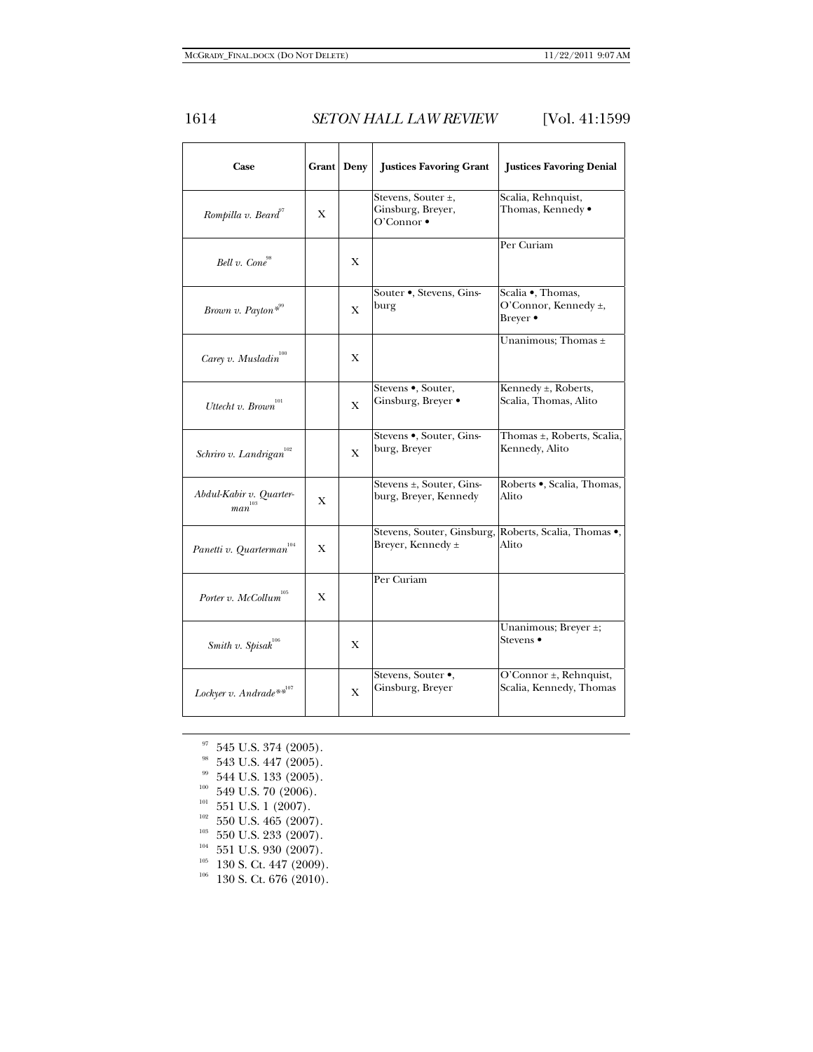| Case | Grant | Deny | Justices Favoring Grant | Justices Favoring Denial |
|---|---|---|---|---|
| *Rompilla v. Beard*[97] | X | | Stevens, Souter ±, Ginsburg, Breyer, O'Connor • | Scalia, Rehnquist, Thomas, Kennedy • |
| *Bell v. Cone*[98] | | X | | Per Curiam |
| *Brown v. Payton**[99] | | X | Souter •, Stevens, Ginsburg | Scalia •, Thomas, O'Connor, Kennedy ±, Breyer • |
| *Carey v. Musladin*[100] | | X | | Unanimous; Thomas ± |
| *Uttecht v. Brown*[101] | | X | Stevens •, Souter, Ginsburg, Breyer • | Kennedy ±, Roberts, Scalia, Thomas, Alito |
| *Schriro v. Landrigan*[102] | | X | Stevens •, Souter, Ginsburg, Breyer | Thomas ±, Roberts, Scalia, Kennedy, Alito |
| *Abdul-Kabir v. Quarterman*[103] | X | | Stevens ±, Souter, Ginsburg, Breyer, Kennedy | Roberts •, Scalia, Thomas, Alito |
| *Panetti v. Quarterman*[104] | X | | Stevens, Souter, Ginsburg, Breyer, Kennedy ± | Roberts, Scalia, Thomas •, Alito |
| *Porter v. McCollum*[105] | X | | Per Curiam | |
| *Smith v. Spisak*[106] | | X | | Unanimous; Breyer ±; Stevens • |
| *Lockyer v. Andrade***[107] | | X | Stevens, Souter •, Ginsburg, Breyer | O'Connor ±, Rehnquist, Scalia, Kennedy, Thomas |

[97] 545 U.S. 374 (2005).
[98] 543 U.S. 447 (2005).
[99] 544 U.S. 133 (2005).
[100] 549 U.S. 70 (2006).
[101] 551 U.S. 1 (2007).
[102] 550 U.S. 465 (2007).
[103] 550 U.S. 233 (2007).
[104] 551 U.S. 930 (2007).
[105] 130 S. Ct. 447 (2009).
[106] 130 S. Ct. 676 (2010).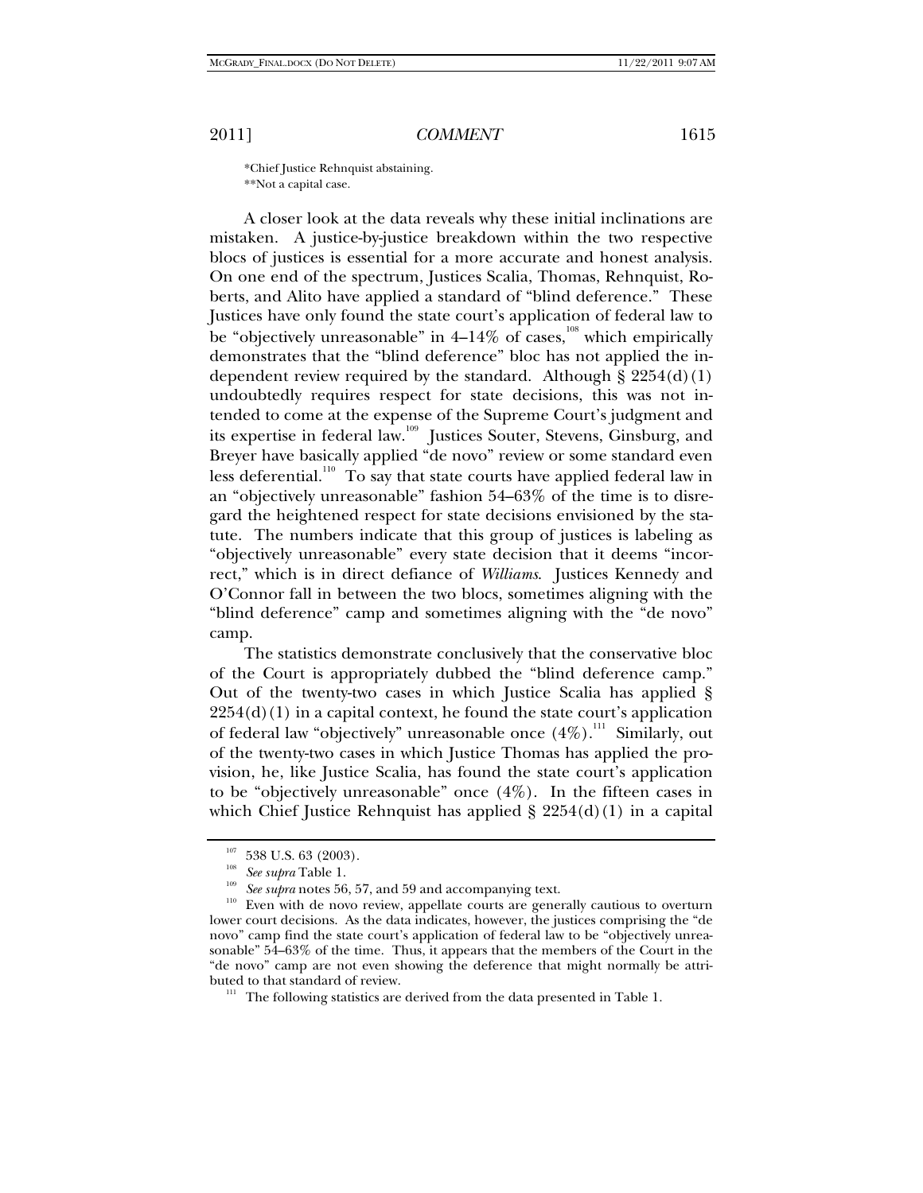*Chief Justice Rehnquist abstaining.
**Not a capital case.

A closer look at the data reveals why these initial inclinations are mistaken. A justice-by-justice breakdown within the two respective blocs of justices is essential for a more accurate and honest analysis. On one end of the spectrum, Justices Scalia, Thomas, Rehnquist, Roberts, and Alito have applied a standard of "blind deference." These Justices have only found the state court's application of federal law to be "objectively unreasonable" in 4–14% of cases,[108] which empirically demonstrates that the "blind deference" bloc has not applied the independent review required by the standard. Although § 2254(d)(1) undoubtedly requires respect for state decisions, this was not intended to come at the expense of the Supreme Court's judgment and its expertise in federal law.[109] Justices Souter, Stevens, Ginsburg, and Breyer have basically applied "de novo" review or some standard even less deferential.[110] To say that state courts have applied federal law in an "objectively unreasonable" fashion 54–63% of the time is to disregard the heightened respect for state decisions envisioned by the statute. The numbers indicate that this group of justices is labeling as "objectively unreasonable" every state decision that it deems "incorrect," which is in direct defiance of *Williams*. Justices Kennedy and O'Connor fall in between the two blocs, sometimes aligning with the "blind deference" camp and sometimes aligning with the "de novo" camp.

The statistics demonstrate conclusively that the conservative bloc of the Court is appropriately dubbed the "blind deference camp." Out of the twenty-two cases in which Justice Scalia has applied § 2254(d)(1) in a capital context, he found the state court's application of federal law "objectively" unreasonable once (4%).[111] Similarly, out of the twenty-two cases in which Justice Thomas has applied the provision, he, like Justice Scalia, has found the state court's application to be "objectively unreasonable" once (4%). In the fifteen cases in which Chief Justice Rehnquist has applied § 2254(d)(1) in a capital

---

[107] 538 U.S. 63 (2003).

[108] *See supra* Table 1.

[109] *See supra* notes 56, 57, and 59 and accompanying text.

[110] Even with de novo review, appellate courts are generally cautious to overturn lower court decisions. As the data indicates, however, the justices comprising the "de novo" camp find the state court's application of federal law to be "objectively unreasonable" 54–63% of the time. Thus, it appears that the members of the Court in the "de novo" camp are not even showing the deference that might normally be attributed to that standard of review.

[111] The following statistics are derived from the data presented in Table 1.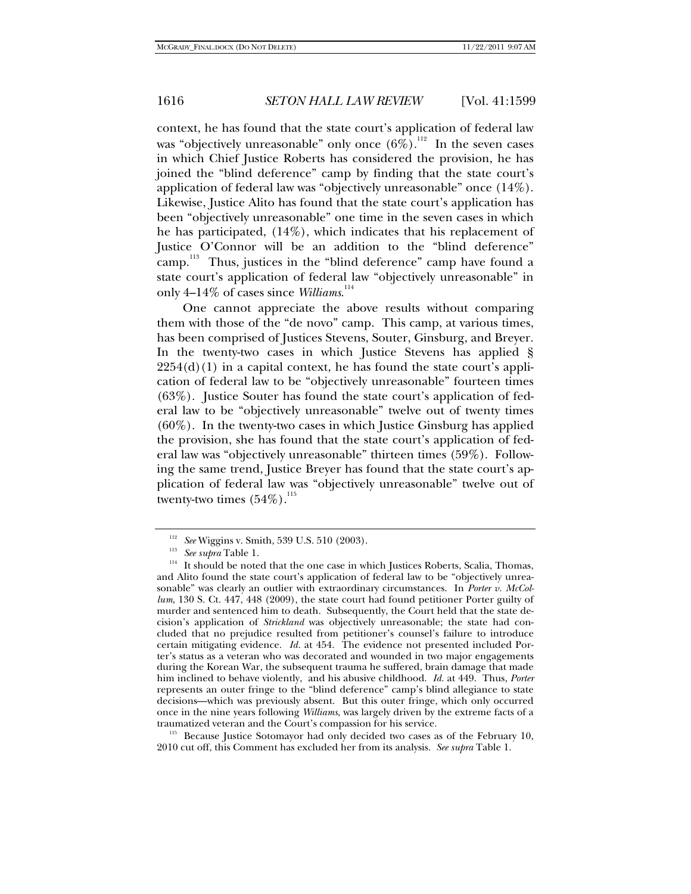context, he has found that the state court's application of federal law was "objectively unreasonable" only once (6%).[112] In the seven cases in which Chief Justice Roberts has considered the provision, he has joined the "blind deference" camp by finding that the state court's application of federal law was "objectively unreasonable" once (14%). Likewise, Justice Alito has found that the state court's application has been "objectively unreasonable" one time in the seven cases in which he has participated, (14%), which indicates that his replacement of Justice O'Connor will be an addition to the "blind deference" camp.[113] Thus, justices in the "blind deference" camp have found a state court's application of federal law "objectively unreasonable" in only 4–14% of cases since *Williams*.[114]

One cannot appreciate the above results without comparing them with those of the "de novo" camp. This camp, at various times, has been comprised of Justices Stevens, Souter, Ginsburg, and Breyer. In the twenty-two cases in which Justice Stevens has applied § 2254(d)(1) in a capital context, he has found the state court's application of federal law to be "objectively unreasonable" fourteen times (63%). Justice Souter has found the state court's application of federal law to be "objectively unreasonable" twelve out of twenty times (60%). In the twenty-two cases in which Justice Ginsburg has applied the provision, she has found that the state court's application of federal law was "objectively unreasonable" thirteen times (59%). Following the same trend, Justice Breyer has found that the state court's application of federal law was "objectively unreasonable" twelve out of twenty-two times (54%).[115]

---

[112] *See* Wiggins v. Smith, 539 U.S. 510 (2003).

[113] *See supra* Table 1.

[114] It should be noted that the one case in which Justices Roberts, Scalia, Thomas, and Alito found the state court's application of federal law to be "objectively unreasonable" was clearly an outlier with extraordinary circumstances. In *Porter v. McCollum*, 130 S. Ct. 447, 448 (2009), the state court had found petitioner Porter guilty of murder and sentenced him to death. Subsequently, the Court held that the state decision's application of *Strickland* was objectively unreasonable; the state had concluded that no prejudice resulted from petitioner's counsel's failure to introduce certain mitigating evidence. *Id.* at 454. The evidence not presented included Porter's status as a veteran who was decorated and wounded in two major engagements during the Korean War, the subsequent trauma he suffered, brain damage that made him inclined to behave violently, and his abusive childhood. *Id.* at 449. Thus, *Porter* represents an outer fringe to the "blind deference" camp's blind allegiance to state decisions—which was previously absent. But this outer fringe, which only occurred once in the nine years following *Williams*, was largely driven by the extreme facts of a traumatized veteran and the Court's compassion for his service.

[115] Because Justice Sotomayor had only decided two cases as of the February 10, 2010 cut off, this Comment has excluded her from its analysis. *See supra* Table 1.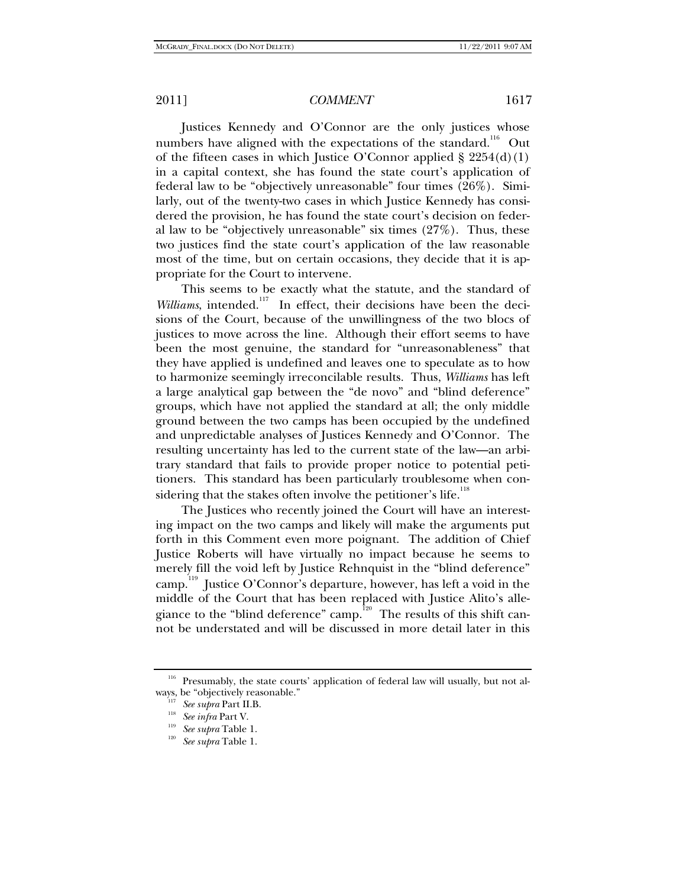Justices Kennedy and O'Connor are the only justices whose numbers have aligned with the expectations of the standard.[116] Out of the fifteen cases in which Justice O'Connor applied § 2254(d)(1) in a capital context, she has found the state court's application of federal law to be "objectively unreasonable" four times (26%). Similarly, out of the twenty-two cases in which Justice Kennedy has considered the provision, he has found the state court's decision on federal law to be "objectively unreasonable" six times (27%). Thus, these two justices find the state court's application of the law reasonable most of the time, but on certain occasions, they decide that it is appropriate for the Court to intervene.

This seems to be exactly what the statute, and the standard of *Williams*, intended.[117] In effect, their decisions have been the decisions of the Court, because of the unwillingness of the two blocs of justices to move across the line. Although their effort seems to have been the most genuine, the standard for "unreasonableness" that they have applied is undefined and leaves one to speculate as to how to harmonize seemingly irreconcilable results. Thus, *Williams* has left a large analytical gap between the "de novo" and "blind deference" groups, which have not applied the standard at all; the only middle ground between the two camps has been occupied by the undefined and unpredictable analyses of Justices Kennedy and O'Connor. The resulting uncertainty has led to the current state of the law—an arbitrary standard that fails to provide proper notice to potential petitioners. This standard has been particularly troublesome when considering that the stakes often involve the petitioner's life.[118]

The Justices who recently joined the Court will have an interesting impact on the two camps and likely will make the arguments put forth in this Comment even more poignant. The addition of Chief Justice Roberts will have virtually no impact because he seems to merely fill the void left by Justice Rehnquist in the "blind deference" camp.[119] Justice O'Connor's departure, however, has left a void in the middle of the Court that has been replaced with Justice Alito's allegiance to the "blind deference" camp.[120] The results of this shift cannot be understated and will be discussed in more detail later in this

---

[116] Presumably, the state courts' application of federal law will usually, but not always, be "objectively reasonable."

[117] *See supra* Part II.B.

[118] *See infra* Part V.

[119] *See supra* Table 1.

[120] *See supra* Table 1.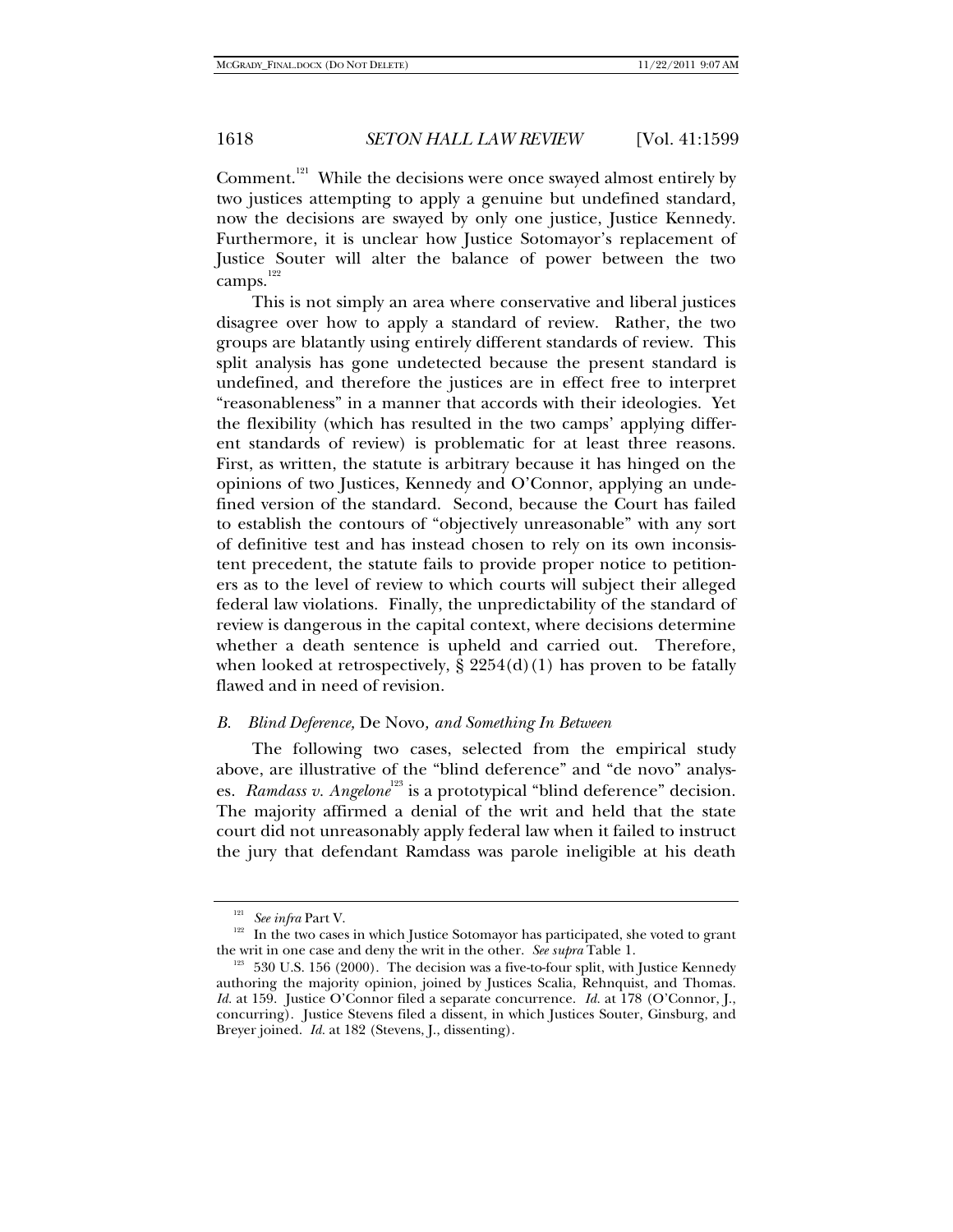Comment.[121] While the decisions were once swayed almost entirely by two justices attempting to apply a genuine but undefined standard, now the decisions are swayed by only one justice, Justice Kennedy. Furthermore, it is unclear how Justice Sotomayor's replacement of Justice Souter will alter the balance of power between the two camps.[122]

This is not simply an area where conservative and liberal justices disagree over how to apply a standard of review. Rather, the two groups are blatantly using entirely different standards of review. This split analysis has gone undetected because the present standard is undefined, and therefore the justices are in effect free to interpret "reasonableness" in a manner that accords with their ideologies. Yet the flexibility (which has resulted in the two camps' applying different standards of review) is problematic for at least three reasons. First, as written, the statute is arbitrary because it has hinged on the opinions of two Justices, Kennedy and O'Connor, applying an undefined version of the standard. Second, because the Court has failed to establish the contours of "objectively unreasonable" with any sort of definitive test and has instead chosen to rely on its own inconsistent precedent, the statute fails to provide proper notice to petitioners as to the level of review to which courts will subject their alleged federal law violations. Finally, the unpredictability of the standard of review is dangerous in the capital context, where decisions determine whether a death sentence is upheld and carried out. Therefore, when looked at retrospectively, § 2254(d)(1) has proven to be fatally flawed and in need of revision.

### *B. Blind Deference,* De Novo*, and Something In Between*

The following two cases, selected from the empirical study above, are illustrative of the "blind deference" and "de novo" analyses. *Ramdass v. Angelone*[123] is a prototypical "blind deference" decision. The majority affirmed a denial of the writ and held that the state court did not unreasonably apply federal law when it failed to instruct the jury that defendant Ramdass was parole ineligible at his death

---

[121] *See infra* Part V.

[122] In the two cases in which Justice Sotomayor has participated, she voted to grant the writ in one case and deny the writ in the other. *See supra* Table 1.

[123] 530 U.S. 156 (2000). The decision was a five-to-four split, with Justice Kennedy authoring the majority opinion, joined by Justices Scalia, Rehnquist, and Thomas. *Id.* at 159. Justice O'Connor filed a separate concurrence. *Id.* at 178 (O'Connor, J., concurring). Justice Stevens filed a dissent, in which Justices Souter, Ginsburg, and Breyer joined. *Id.* at 182 (Stevens, J., dissenting).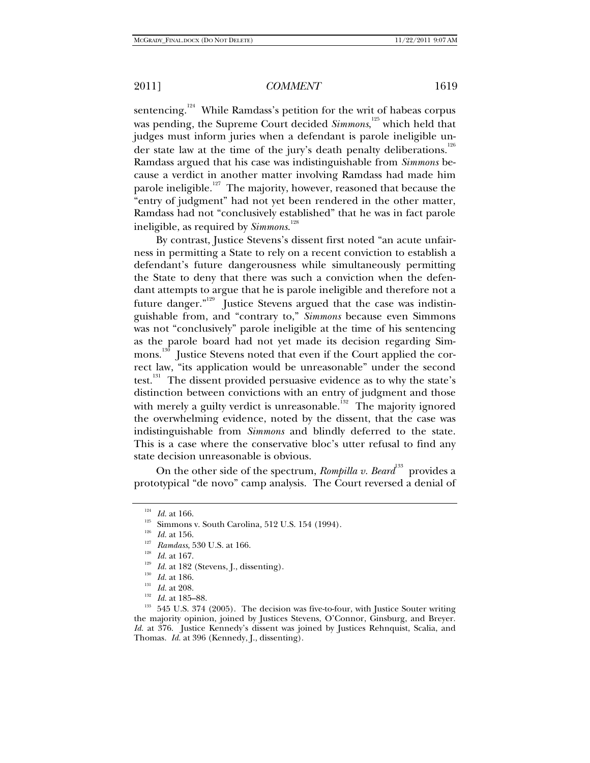sentencing.[124] While Ramdass's petition for the writ of habeas corpus was pending, the Supreme Court decided *Simmons*,[125] which held that judges must inform juries when a defendant is parole ineligible under state law at the time of the jury's death penalty deliberations.[126] Ramdass argued that his case was indistinguishable from *Simmons* because a verdict in another matter involving Ramdass had made him parole ineligible.[127] The majority, however, reasoned that because the "entry of judgment" had not yet been rendered in the other matter, Ramdass had not "conclusively established" that he was in fact parole ineligible, as required by *Simmons*.[128]

By contrast, Justice Stevens's dissent first noted "an acute unfairness in permitting a State to rely on a recent conviction to establish a defendant's future dangerousness while simultaneously permitting the State to deny that there was such a conviction when the defendant attempts to argue that he is parole ineligible and therefore not a future danger."[129] Justice Stevens argued that the case was indistinguishable from, and "contrary to," *Simmons* because even Simmons was not "conclusively" parole ineligible at the time of his sentencing as the parole board had not yet made its decision regarding Simmons.[130] Justice Stevens noted that even if the Court applied the correct law, "its application would be unreasonable" under the second test.[131] The dissent provided persuasive evidence as to why the state's distinction between convictions with an entry of judgment and those with merely a guilty verdict is unreasonable.[132] The majority ignored the overwhelming evidence, noted by the dissent, that the case was indistinguishable from *Simmons* and blindly deferred to the state. This is a case where the conservative bloc's utter refusal to find any state decision unreasonable is obvious.

On the other side of the spectrum, *Rompilla v. Beard*[133] provides a prototypical "de novo" camp analysis. The Court reversed a denial of

---

[124] *Id.* at 166.

[125] Simmons v. South Carolina, 512 U.S. 154 (1994).

[126] *Id.* at 156.

[127] *Ramdass*, 530 U.S. at 166.

[128] *Id.* at 167.

[129] *Id.* at 182 (Stevens, J., dissenting).

[130] *Id.* at 186.

[131] *Id.* at 208.

[132] *Id.* at 185–88.

[133] 545 U.S. 374 (2005). The decision was five-to-four, with Justice Souter writing the majority opinion, joined by Justices Stevens, O'Connor, Ginsburg, and Breyer. *Id.* at 376. Justice Kennedy's dissent was joined by Justices Rehnquist, Scalia, and Thomas. *Id.* at 396 (Kennedy, J., dissenting).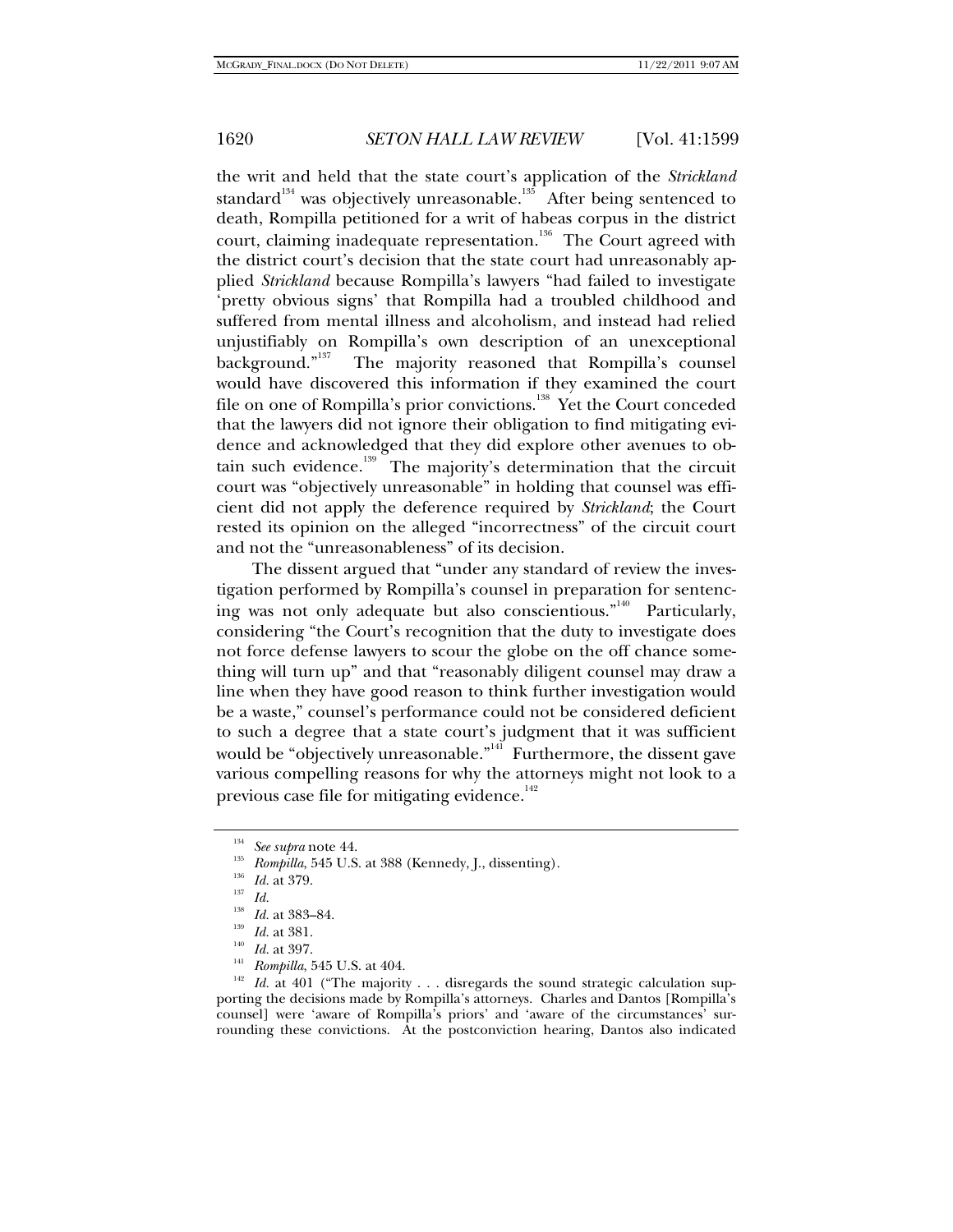the writ and held that the state court's application of the *Strickland* standard[134] was objectively unreasonable.[135] After being sentenced to death, Rompilla petitioned for a writ of habeas corpus in the district court, claiming inadequate representation.[136] The Court agreed with the district court's decision that the state court had unreasonably applied *Strickland* because Rompilla's lawyers "had failed to investigate 'pretty obvious signs' that Rompilla had a troubled childhood and suffered from mental illness and alcoholism, and instead had relied unjustifiably on Rompilla's own description of an unexceptional background."[137] The majority reasoned that Rompilla's counsel would have discovered this information if they examined the court file on one of Rompilla's prior convictions.[138] Yet the Court conceded that the lawyers did not ignore their obligation to find mitigating evidence and acknowledged that they did explore other avenues to obtain such evidence.[139] The majority's determination that the circuit court was "objectively unreasonable" in holding that counsel was efficient did not apply the deference required by *Strickland*; the Court rested its opinion on the alleged "incorrectness" of the circuit court and not the "unreasonableness" of its decision.

The dissent argued that "under any standard of review the investigation performed by Rompilla's counsel in preparation for sentencing was not only adequate but also conscientious."[140] Particularly, considering "the Court's recognition that the duty to investigate does not force defense lawyers to scour the globe on the off chance something will turn up" and that "reasonably diligent counsel may draw a line when they have good reason to think further investigation would be a waste," counsel's performance could not be considered deficient to such a degree that a state court's judgment that it was sufficient would be "objectively unreasonable."[141] Furthermore, the dissent gave various compelling reasons for why the attorneys might not look to a previous case file for mitigating evidence.[142]

---

[134] *See supra* note 44.

[135] *Rompilla*, 545 U.S. at 388 (Kennedy, J., dissenting).

[136] *Id.* at 379.

[137] *Id.*

[138] *Id.* at 383–84.

[139] *Id.* at 381.

[140] *Id.* at 397.

[141] *Rompilla*, 545 U.S. at 404.

[142] *Id.* at 401 ("The majority . . . disregards the sound strategic calculation supporting the decisions made by Rompilla's attorneys. Charles and Dantos [Rompilla's counsel] were 'aware of Rompilla's priors' and 'aware of the circumstances' surrounding these convictions. At the postconviction hearing, Dantos also indicated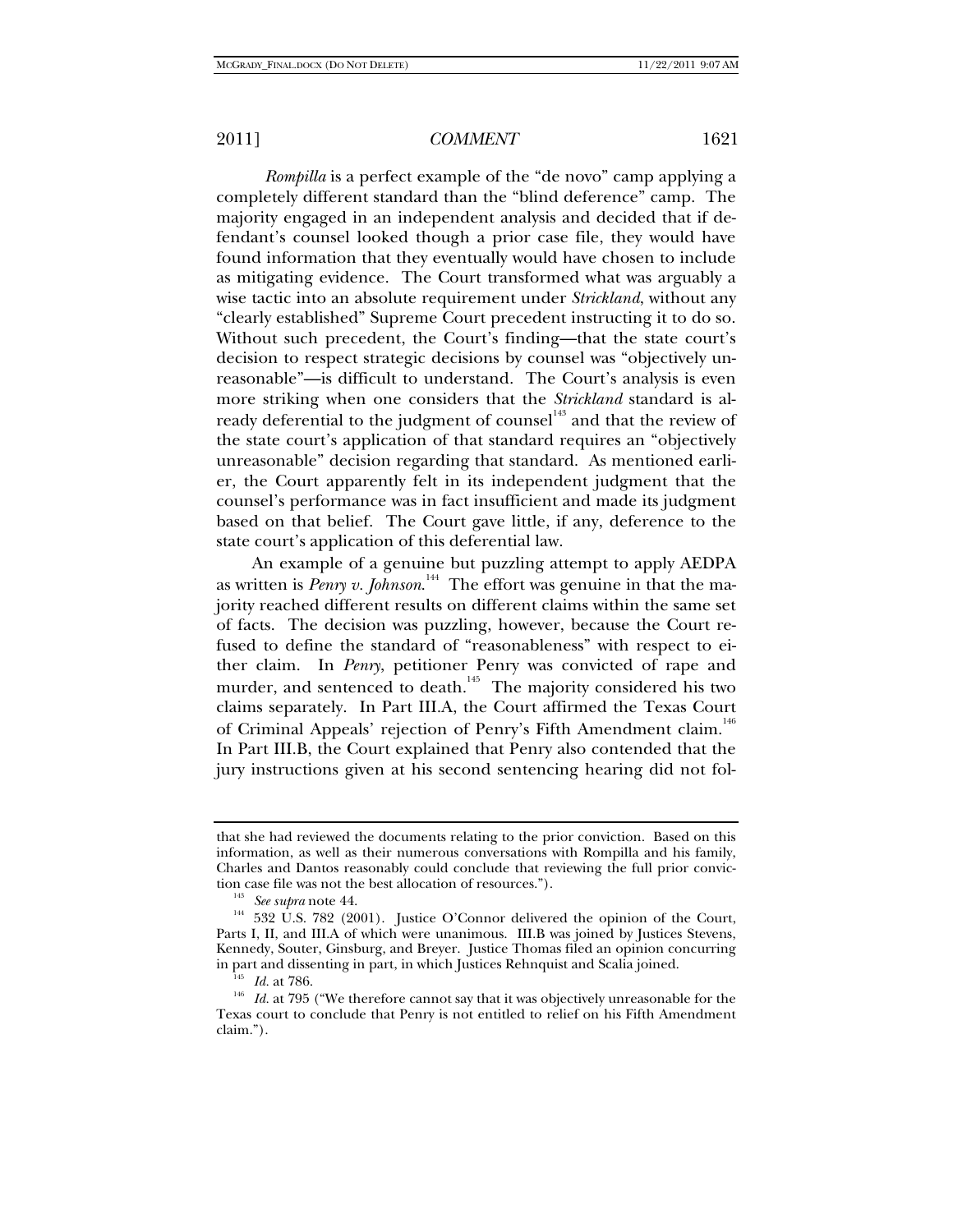*Rompilla* is a perfect example of the "de novo" camp applying a completely different standard than the "blind deference" camp. The majority engaged in an independent analysis and decided that if defendant's counsel looked though a prior case file, they would have found information that they eventually would have chosen to include as mitigating evidence. The Court transformed what was arguably a wise tactic into an absolute requirement under *Strickland*, without any "clearly established" Supreme Court precedent instructing it to do so. Without such precedent, the Court's finding—that the state court's decision to respect strategic decisions by counsel was "objectively unreasonable"—is difficult to understand. The Court's analysis is even more striking when one considers that the *Strickland* standard is already deferential to the judgment of counsel[143] and that the review of the state court's application of that standard requires an "objectively unreasonable" decision regarding that standard. As mentioned earlier, the Court apparently felt in its independent judgment that the counsel's performance was in fact insufficient and made its judgment based on that belief. The Court gave little, if any, deference to the state court's application of this deferential law.

An example of a genuine but puzzling attempt to apply AEDPA as written is *Penry v. Johnson*.[144] The effort was genuine in that the majority reached different results on different claims within the same set of facts. The decision was puzzling, however, because the Court refused to define the standard of "reasonableness" with respect to either claim. In *Penry*, petitioner Penry was convicted of rape and murder, and sentenced to death.[145] The majority considered his two claims separately. In Part III.A, the Court affirmed the Texas Court of Criminal Appeals' rejection of Penry's Fifth Amendment claim.[146] In Part III.B, the Court explained that Penry also contended that the jury instructions given at his second sentencing hearing did not fol-

---

that she had reviewed the documents relating to the prior conviction. Based on this information, as well as their numerous conversations with Rompilla and his family, Charles and Dantos reasonably could conclude that reviewing the full prior conviction case file was not the best allocation of resources.").

[143] *See supra* note 44.

[144] 532 U.S. 782 (2001). Justice O'Connor delivered the opinion of the Court, Parts I, II, and III.A of which were unanimous. III.B was joined by Justices Stevens, Kennedy, Souter, Ginsburg, and Breyer. Justice Thomas filed an opinion concurring in part and dissenting in part, in which Justices Rehnquist and Scalia joined.

[145] *Id.* at 786.

[146] *Id.* at 795 ("We therefore cannot say that it was objectively unreasonable for the Texas court to conclude that Penry is not entitled to relief on his Fifth Amendment claim.").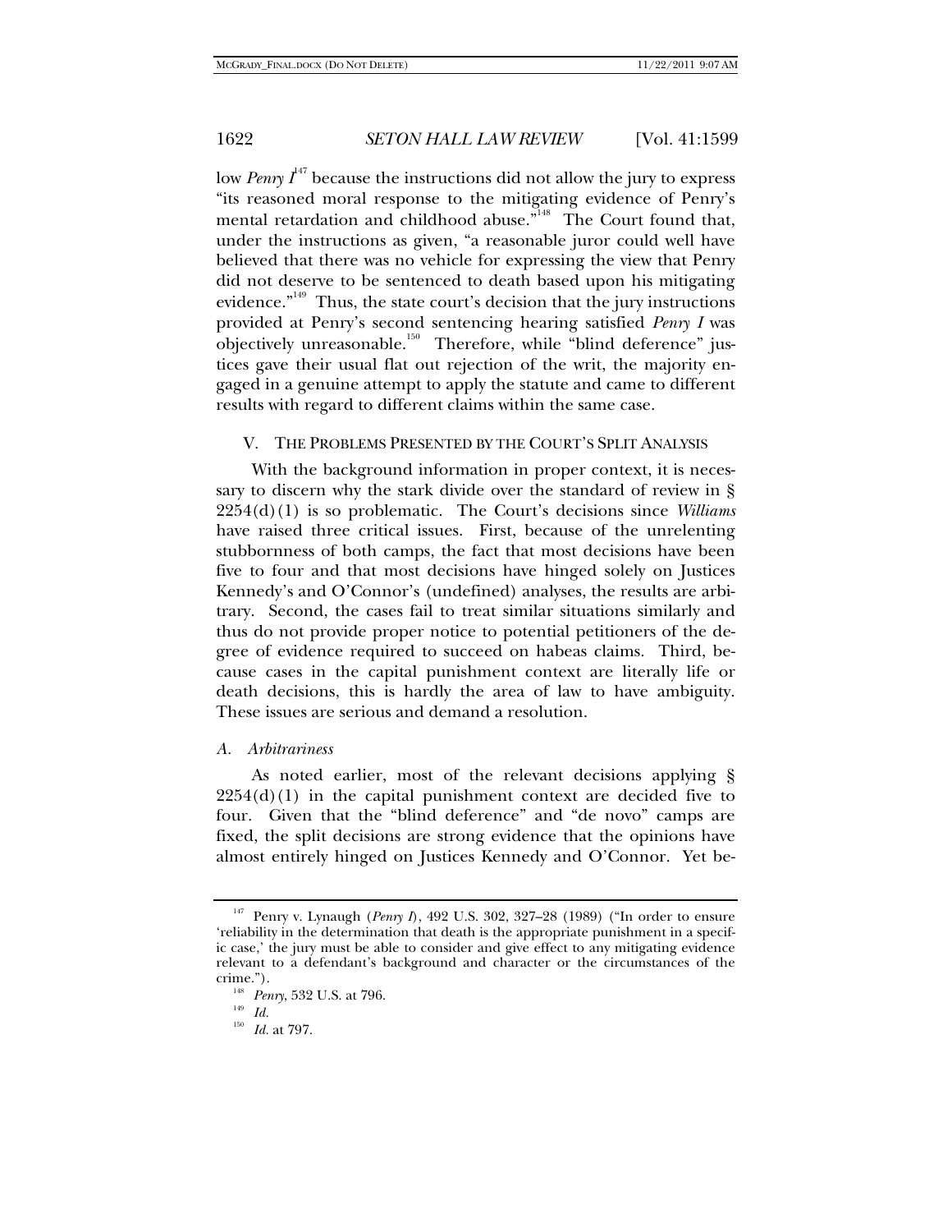low *Penry I*[147] because the instructions did not allow the jury to express "its reasoned moral response to the mitigating evidence of Penry's mental retardation and childhood abuse."[148] The Court found that, under the instructions as given, "a reasonable juror could well have believed that there was no vehicle for expressing the view that Penry did not deserve to be sentenced to death based upon his mitigating evidence."[149] Thus, the state court's decision that the jury instructions provided at Penry's second sentencing hearing satisfied *Penry I* was objectively unreasonable.[150] Therefore, while "blind deference" justices gave their usual flat out rejection of the writ, the majority engaged in a genuine attempt to apply the statute and came to different results with regard to different claims within the same case.

## V. THE PROBLEMS PRESENTED BY THE COURT'S SPLIT ANALYSIS

With the background information in proper context, it is necessary to discern why the stark divide over the standard of review in § 2254(d)(1) is so problematic. The Court's decisions since *Williams* have raised three critical issues. First, because of the unrelenting stubbornness of both camps, the fact that most decisions have been five to four and that most decisions have hinged solely on Justices Kennedy's and O'Connor's (undefined) analyses, the results are arbitrary. Second, the cases fail to treat similar situations similarly and thus do not provide proper notice to potential petitioners of the degree of evidence required to succeed on habeas claims. Third, because cases in the capital punishment context are literally life or death decisions, this is hardly the area of law to have ambiguity. These issues are serious and demand a resolution.

### *A. Arbitrariness*

As noted earlier, most of the relevant decisions applying § 2254(d)(1) in the capital punishment context are decided five to four. Given that the "blind deference" and "de novo" camps are fixed, the split decisions are strong evidence that the opinions have almost entirely hinged on Justices Kennedy and O'Connor. Yet be-

---

[147] Penry v. Lynaugh (*Penry I*), 492 U.S. 302, 327–28 (1989) ("In order to ensure 'reliability in the determination that death is the appropriate punishment in a specific case,' the jury must be able to consider and give effect to any mitigating evidence relevant to a defendant's background and character or the circumstances of the crime.").

[148] *Penry*, 532 U.S. at 796.

[149] *Id.*

[150] *Id.* at 797.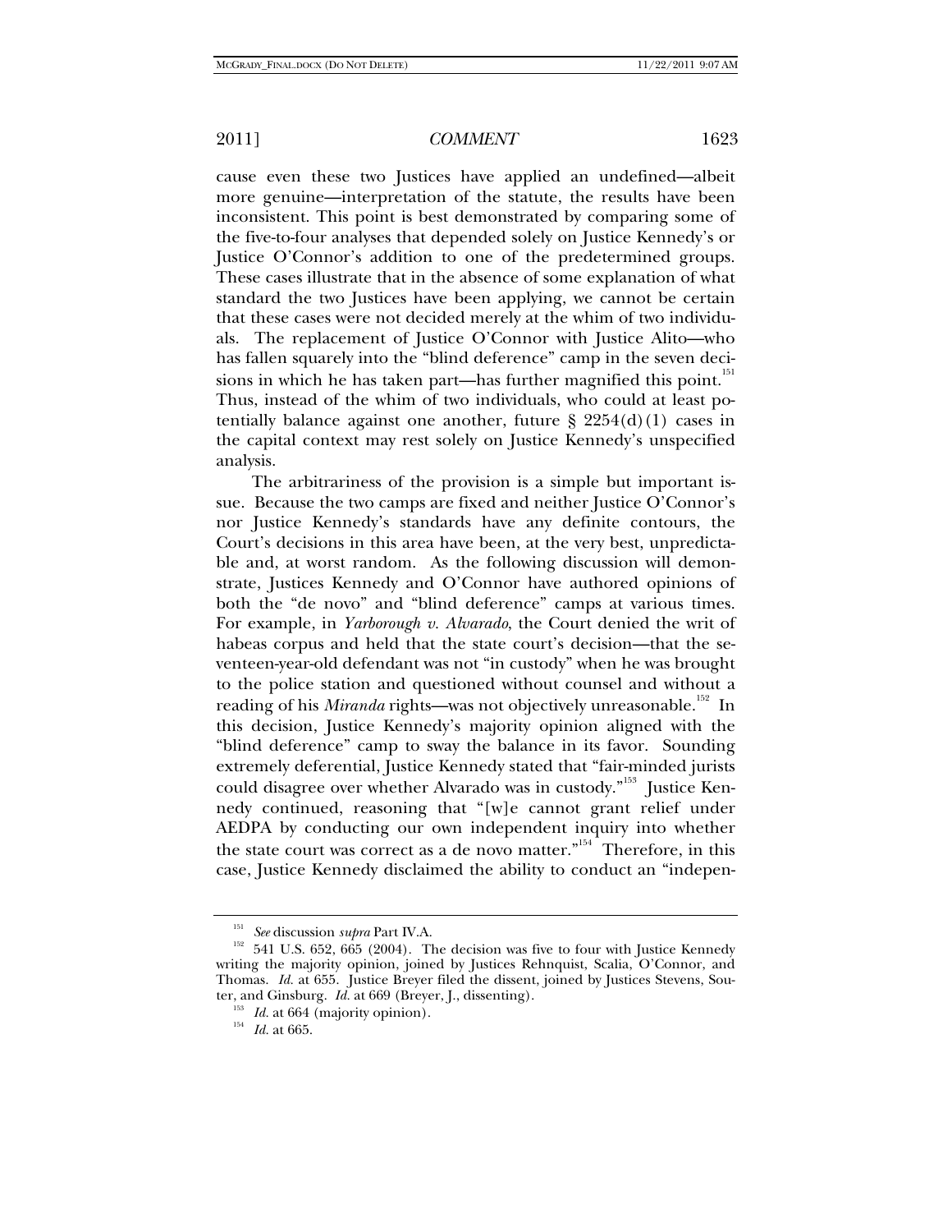cause even these two Justices have applied an undefined—albeit more genuine—interpretation of the statute, the results have been inconsistent. This point is best demonstrated by comparing some of the five-to-four analyses that depended solely on Justice Kennedy's or Justice O'Connor's addition to one of the predetermined groups. These cases illustrate that in the absence of some explanation of what standard the two Justices have been applying, we cannot be certain that these cases were not decided merely at the whim of two individuals. The replacement of Justice O'Connor with Justice Alito—who has fallen squarely into the "blind deference" camp in the seven decisions in which he has taken part—has further magnified this point.[151] Thus, instead of the whim of two individuals, who could at least potentially balance against one another, future § 2254(d)(1) cases in the capital context may rest solely on Justice Kennedy's unspecified analysis.

The arbitrariness of the provision is a simple but important issue. Because the two camps are fixed and neither Justice O'Connor's nor Justice Kennedy's standards have any definite contours, the Court's decisions in this area have been, at the very best, unpredictable and, at worst random. As the following discussion will demonstrate, Justices Kennedy and O'Connor have authored opinions of both the "de novo" and "blind deference" camps at various times. For example, in *Yarborough v. Alvarado*, the Court denied the writ of habeas corpus and held that the state court's decision—that the seventeen-year-old defendant was not "in custody" when he was brought to the police station and questioned without counsel and without a reading of his *Miranda* rights—was not objectively unreasonable.[152] In this decision, Justice Kennedy's majority opinion aligned with the "blind deference" camp to sway the balance in its favor. Sounding extremely deferential, Justice Kennedy stated that "fair-minded jurists could disagree over whether Alvarado was in custody."[153] Justice Kennedy continued, reasoning that "[w]e cannot grant relief under AEDPA by conducting our own independent inquiry into whether the state court was correct as a de novo matter."[154] Therefore, in this case, Justice Kennedy disclaimed the ability to conduct an "indepen-

---

[151] *See* discussion *supra* Part IV.A.

[152] 541 U.S. 652, 665 (2004). The decision was five to four with Justice Kennedy writing the majority opinion, joined by Justices Rehnquist, Scalia, O'Connor, and Thomas. *Id.* at 655. Justice Breyer filed the dissent, joined by Justices Stevens, Souter, and Ginsburg. *Id.* at 669 (Breyer, J., dissenting).

[153] *Id.* at 664 (majority opinion).

[154] *Id.* at 665.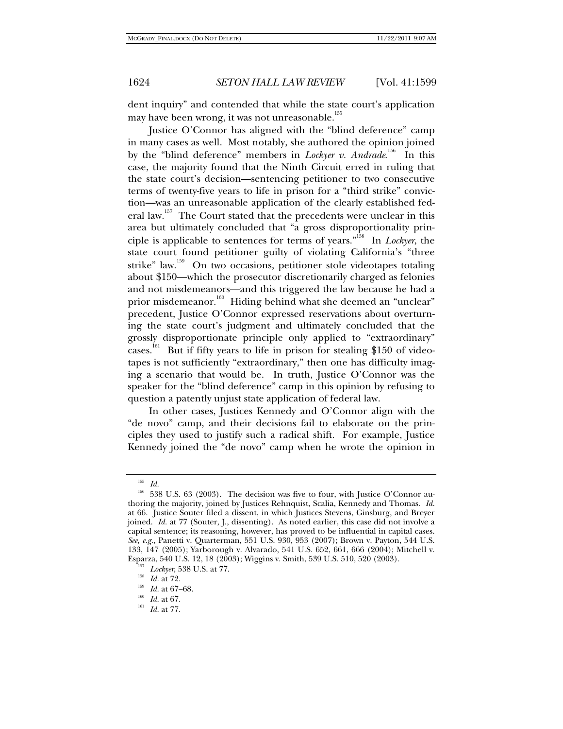dent inquiry" and contended that while the state court's application may have been wrong, it was not unreasonable.[155]

Justice O'Connor has aligned with the "blind deference" camp in many cases as well. Most notably, she authored the opinion joined by the "blind deference" members in *Lockyer v. Andrade*.[156] In this case, the majority found that the Ninth Circuit erred in ruling that the state court's decision—sentencing petitioner to two consecutive terms of twenty-five years to life in prison for a "third strike" conviction—was an unreasonable application of the clearly established federal law.[157] The Court stated that the precedents were unclear in this area but ultimately concluded that "a gross disproportionality principle is applicable to sentences for terms of years."[158] In *Lockyer*, the state court found petitioner guilty of violating California's "three strike" law.[159] On two occasions, petitioner stole videotapes totaling about $150—which the prosecutor discretionarily charged as felonies and not misdemeanors—and this triggered the law because he had a prior misdemeanor.[160] Hiding behind what she deemed an "unclear" precedent, Justice O'Connor expressed reservations about overturning the state court's judgment and ultimately concluded that the grossly disproportionate principle only applied to "extraordinary" cases.[161] But if fifty years to life in prison for stealing $150 of videotapes is not sufficiently "extraordinary," then one has difficulty imaging a scenario that would be. In truth, Justice O'Connor was the speaker for the "blind deference" camp in this opinion by refusing to question a patently unjust state application of federal law.

In other cases, Justices Kennedy and O'Connor align with the "de novo" camp, and their decisions fail to elaborate on the principles they used to justify such a radical shift. For example, Justice Kennedy joined the "de novo" camp when he wrote the opinion in

---

[155] *Id.*

[156] 538 U.S. 63 (2003). The decision was five to four, with Justice O'Connor authoring the majority, joined by Justices Rehnquist, Scalia, Kennedy and Thomas. *Id.* at 66. Justice Souter filed a dissent, in which Justices Stevens, Ginsburg, and Breyer joined. *Id.* at 77 (Souter, J., dissenting). As noted earlier, this case did not involve a capital sentence; its reasoning, however, has proved to be influential in capital cases. *See, e.g.*, Panetti v. Quarterman, 551 U.S. 930, 953 (2007); Brown v. Payton, 544 U.S. 133, 147 (2005); Yarborough v. Alvarado, 541 U.S. 652, 661, 666 (2004); Mitchell v. Esparza, 540 U.S. 12, 18 (2003); Wiggins v. Smith, 539 U.S. 510, 520 (2003).

[157] *Lockyer*, 538 U.S. at 77.

[158] *Id.* at 72.

[159] *Id.* at 67–68.

[160] *Id.* at 67.

[161] *Id.* at 77.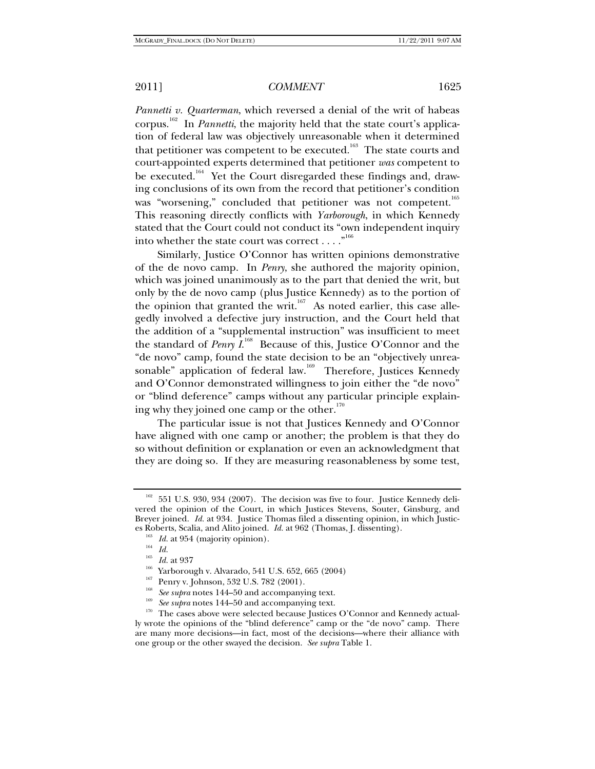*Pannetti v. Quarterman*, which reversed a denial of the writ of habeas corpus.[162] In *Pannetti*, the majority held that the state court's application of federal law was objectively unreasonable when it determined that petitioner was competent to be executed.[163] The state courts and court-appointed experts determined that petitioner *was* competent to be executed.[164] Yet the Court disregarded these findings and, drawing conclusions of its own from the record that petitioner's condition was "worsening," concluded that petitioner was not competent.[165] This reasoning directly conflicts with *Yarborough*, in which Kennedy stated that the Court could not conduct its "own independent inquiry into whether the state court was correct . . . ."[166]

Similarly, Justice O'Connor has written opinions demonstrative of the de novo camp. In *Penry*, she authored the majority opinion, which was joined unanimously as to the part that denied the writ, but only by the de novo camp (plus Justice Kennedy) as to the portion of the opinion that granted the writ.[167] As noted earlier, this case allegedly involved a defective jury instruction, and the Court held that the addition of a "supplemental instruction" was insufficient to meet the standard of *Penry I*.[168] Because of this, Justice O'Connor and the "de novo" camp, found the state decision to be an "objectively unreasonable" application of federal law.[169] Therefore, Justices Kennedy and O'Connor demonstrated willingness to join either the "de novo" or "blind deference" camps without any particular principle explaining why they joined one camp or the other.[170]

The particular issue is not that Justices Kennedy and O'Connor have aligned with one camp or another; the problem is that they do so without definition or explanation or even an acknowledgment that they are doing so. If they are measuring reasonableness by some test,

---

[162] 551 U.S. 930, 934 (2007). The decision was five to four. Justice Kennedy delivered the opinion of the Court, in which Justices Stevens, Souter, Ginsburg, and Breyer joined. *Id.* at 934. Justice Thomas filed a dissenting opinion, in which Justices Roberts, Scalia, and Alito joined. *Id.* at 962 (Thomas, J. dissenting).

[163] *Id.* at 954 (majority opinion).

[164] *Id.*

[165] *Id.* at 937

[166] Yarborough v. Alvarado, 541 U.S. 652, 665 (2004)

[167] Penry v. Johnson, 532 U.S. 782 (2001).

[168] *See supra* notes 144–50 and accompanying text.

[169] *See supra* notes 144–50 and accompanying text.

[170] The cases above were selected because Justices O'Connor and Kennedy actually wrote the opinions of the "blind deference" camp or the "de novo" camp. There are many more decisions—in fact, most of the decisions—where their alliance with one group or the other swayed the decision. *See supra* Table 1.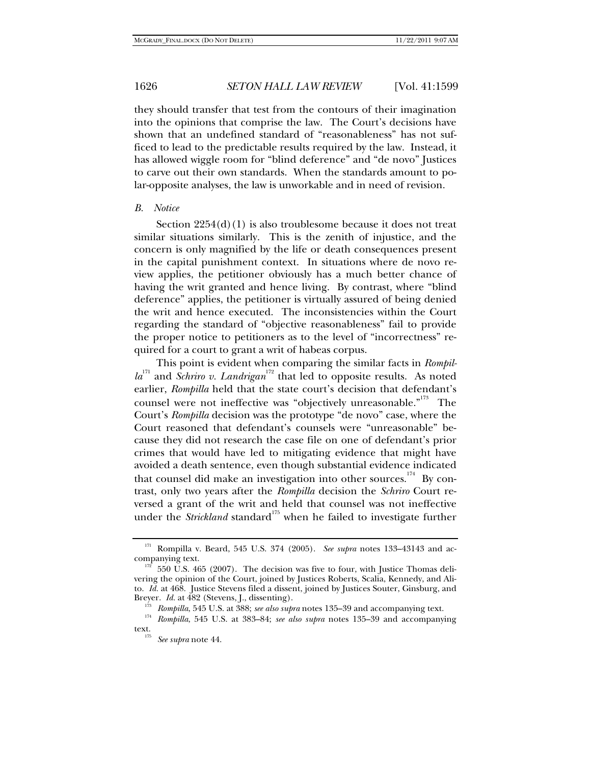they should transfer that test from the contours of their imagination into the opinions that comprise the law. The Court's decisions have shown that an undefined standard of "reasonableness" has not sufficed to lead to the predictable results required by the law. Instead, it has allowed wiggle room for "blind deference" and "de novo" Justices to carve out their own standards. When the standards amount to polar-opposite analyses, the law is unworkable and in need of revision.

### *B. Notice*

Section 2254(d)(1) is also troublesome because it does not treat similar situations similarly. This is the zenith of injustice, and the concern is only magnified by the life or death consequences present in the capital punishment context. In situations where de novo review applies, the petitioner obviously has a much better chance of having the writ granted and hence living. By contrast, where "blind deference" applies, the petitioner is virtually assured of being denied the writ and hence executed. The inconsistencies within the Court regarding the standard of "objective reasonableness" fail to provide the proper notice to petitioners as to the level of "incorrectness" required for a court to grant a writ of habeas corpus.

This point is evident when comparing the similar facts in *Rompilla*[171] and *Schriro v. Landrigan*[172] that led to opposite results. As noted earlier, *Rompilla* held that the state court's decision that defendant's counsel were not ineffective was "objectively unreasonable."[173] The Court's *Rompilla* decision was the prototype "de novo" case, where the Court reasoned that defendant's counsels were "unreasonable" because they did not research the case file on one of defendant's prior crimes that would have led to mitigating evidence that might have avoided a death sentence, even though substantial evidence indicated that counsel did make an investigation into other sources.[174] By contrast, only two years after the *Rompilla* decision the *Schriro* Court reversed a grant of the writ and held that counsel was not ineffective under the *Strickland* standard[175] when he failed to investigate further

---

[171] Rompilla v. Beard, 545 U.S. 374 (2005). *See supra* notes 133–43143 and accompanying text.

[172] 550 U.S. 465 (2007). The decision was five to four, with Justice Thomas delivering the opinion of the Court, joined by Justices Roberts, Scalia, Kennedy, and Alito. *Id.* at 468. Justice Stevens filed a dissent, joined by Justices Souter, Ginsburg, and Breyer. *Id.* at 482 (Stevens, J., dissenting).

[173] *Rompilla*, 545 U.S. at 388; *see also supra* notes 135–39 and accompanying text.

[174] *Rompilla*, 545 U.S. at 383–84; *see also supra* notes 135–39 and accompanying text.

[175] *See supra* note 44.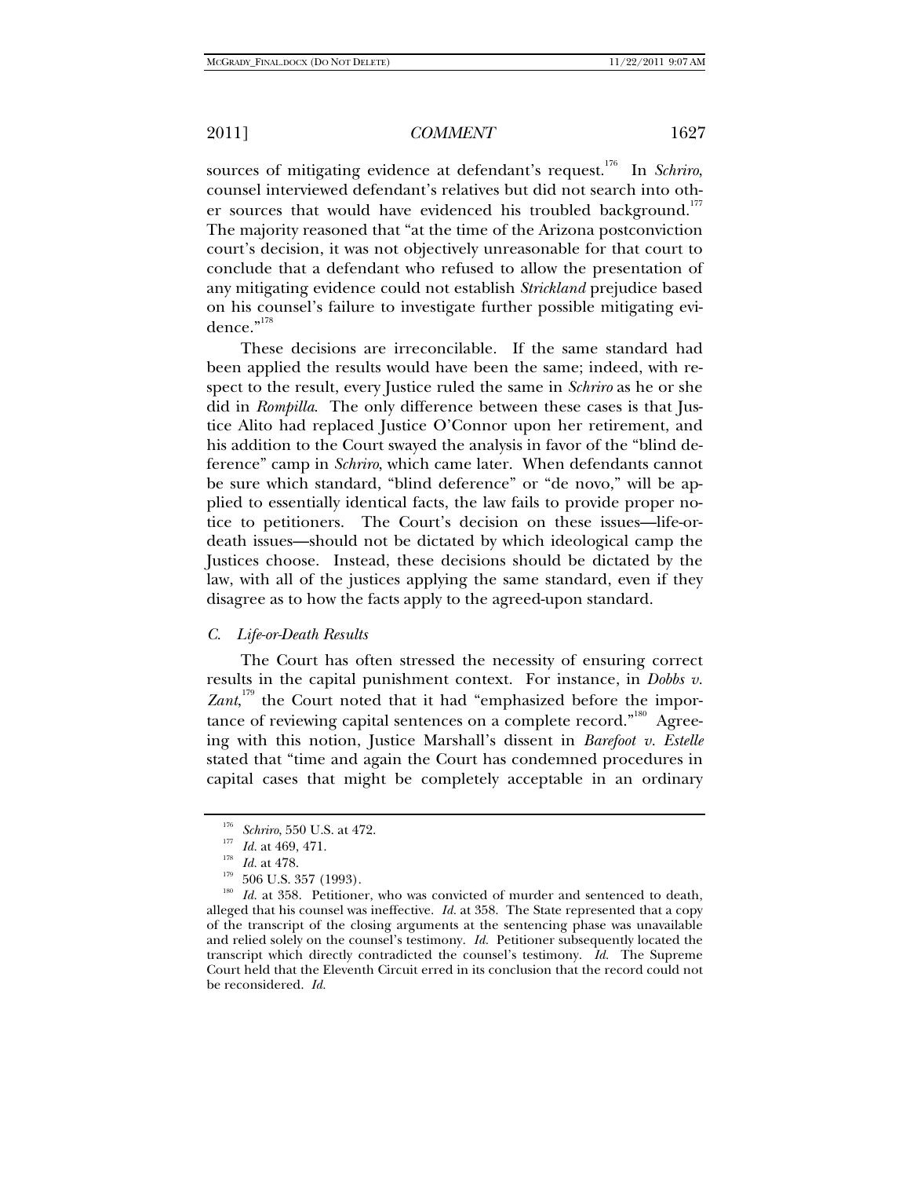sources of mitigating evidence at defendant's request.[176] In *Schriro*, counsel interviewed defendant's relatives but did not search into other sources that would have evidenced his troubled background.[177] The majority reasoned that "at the time of the Arizona postconviction court's decision, it was not objectively unreasonable for that court to conclude that a defendant who refused to allow the presentation of any mitigating evidence could not establish *Strickland* prejudice based on his counsel's failure to investigate further possible mitigating evidence."[178]

These decisions are irreconcilable. If the same standard had been applied the results would have been the same; indeed, with respect to the result, every Justice ruled the same in *Schriro* as he or she did in *Rompilla*. The only difference between these cases is that Justice Alito had replaced Justice O'Connor upon her retirement, and his addition to the Court swayed the analysis in favor of the "blind deference" camp in *Schriro*, which came later. When defendants cannot be sure which standard, "blind deference" or "de novo," will be applied to essentially identical facts, the law fails to provide proper notice to petitioners. The Court's decision on these issues—life-or-death issues—should not be dictated by which ideological camp the Justices choose. Instead, these decisions should be dictated by the law, with all of the justices applying the same standard, even if they disagree as to how the facts apply to the agreed-upon standard.

### *C. Life-or-Death Results*

The Court has often stressed the necessity of ensuring correct results in the capital punishment context. For instance, in *Dobbs v. Zant*,[179] the Court noted that it had "emphasized before the importance of reviewing capital sentences on a complete record."[180] Agreeing with this notion, Justice Marshall's dissent in *Barefoot v. Estelle* stated that "time and again the Court has condemned procedures in capital cases that might be completely acceptable in an ordinary

---

[176] *Schriro*, 550 U.S. at 472.

[177] *Id.* at 469, 471.

[178] *Id.* at 478.

[179] 506 U.S. 357 (1993).

[180] *Id.* at 358. Petitioner, who was convicted of murder and sentenced to death, alleged that his counsel was ineffective. *Id.* at 358. The State represented that a copy of the transcript of the closing arguments at the sentencing phase was unavailable and relied solely on the counsel's testimony. *Id.* Petitioner subsequently located the transcript which directly contradicted the counsel's testimony. *Id.* The Supreme Court held that the Eleventh Circuit erred in its conclusion that the record could not be reconsidered. *Id.*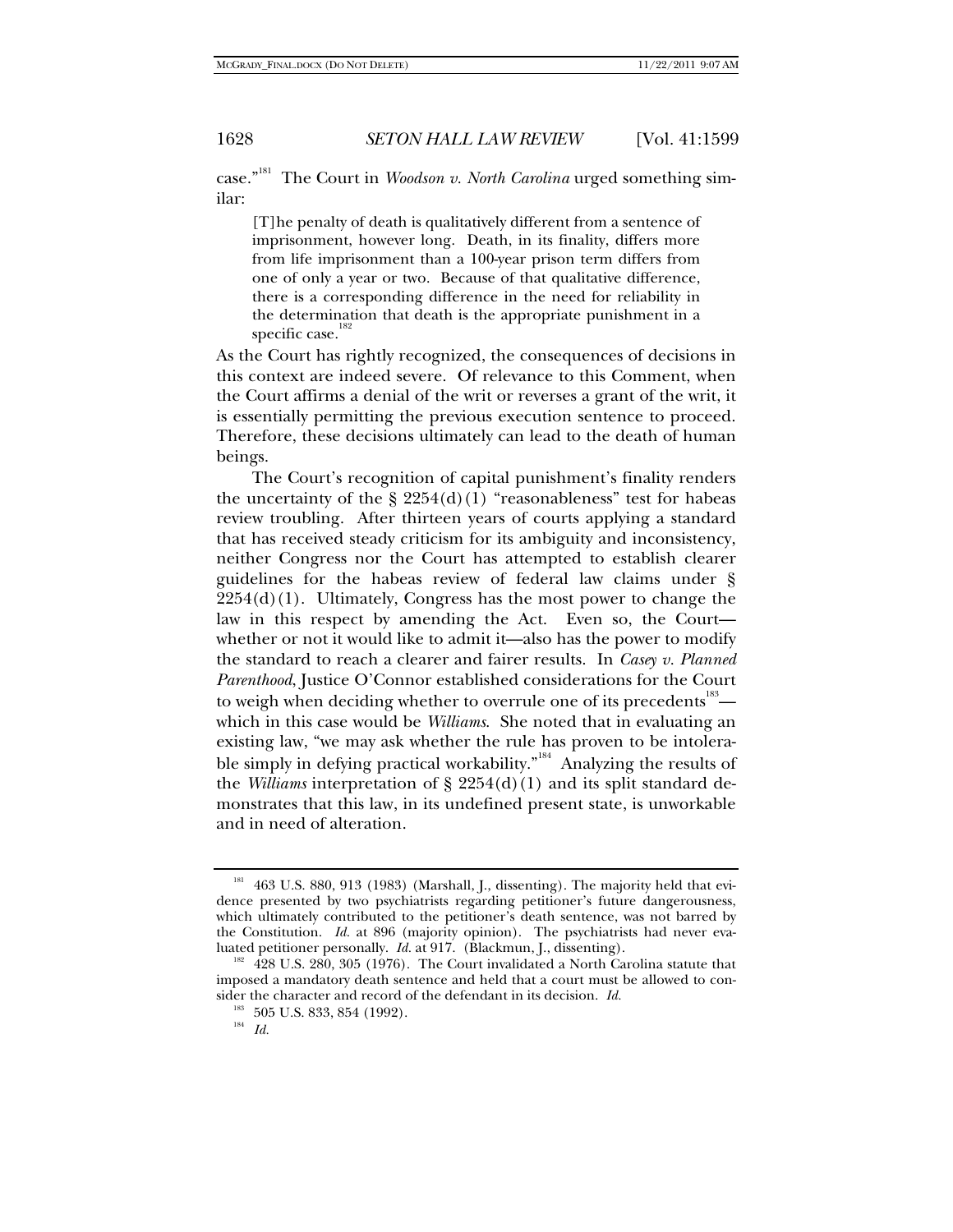case."[181] The Court in *Woodson v. North Carolina* urged something similar:

> [T]he penalty of death is qualitatively different from a sentence of imprisonment, however long. Death, in its finality, differs more from life imprisonment than a 100-year prison term differs from one of only a year or two. Because of that qualitative difference, there is a corresponding difference in the need for reliability in the determination that death is the appropriate punishment in a specific case.[182]

As the Court has rightly recognized, the consequences of decisions in this context are indeed severe. Of relevance to this Comment, when the Court affirms a denial of the writ or reverses a grant of the writ, it is essentially permitting the previous execution sentence to proceed. Therefore, these decisions ultimately can lead to the death of human beings.

The Court's recognition of capital punishment's finality renders the uncertainty of the § 2254(d)(1) "reasonableness" test for habeas review troubling. After thirteen years of courts applying a standard that has received steady criticism for its ambiguity and inconsistency, neither Congress nor the Court has attempted to establish clearer guidelines for the habeas review of federal law claims under § 2254(d)(1). Ultimately, Congress has the most power to change the law in this respect by amending the Act. Even so, the Court—whether or not it would like to admit it—also has the power to modify the standard to reach a clearer and fairer results. In *Casey v. Planned Parenthood*, Justice O'Connor established considerations for the Court to weigh when deciding whether to overrule one of its precedents[183]—which in this case would be *Williams*. She noted that in evaluating an existing law, "we may ask whether the rule has proven to be intolerable simply in defying practical workability."[184] Analyzing the results of the *Williams* interpretation of § 2254(d)(1) and its split standard demonstrates that this law, in its undefined present state, is unworkable and in need of alteration.

---

[181] 463 U.S. 880, 913 (1983) (Marshall, J., dissenting). The majority held that evidence presented by two psychiatrists regarding petitioner's future dangerousness, which ultimately contributed to the petitioner's death sentence, was not barred by the Constitution. *Id.* at 896 (majority opinion). The psychiatrists had never evaluated petitioner personally. *Id.* at 917. (Blackmun, J., dissenting).

[182] 428 U.S. 280, 305 (1976). The Court invalidated a North Carolina statute that imposed a mandatory death sentence and held that a court must be allowed to consider the character and record of the defendant in its decision. *Id.*

[183] 505 U.S. 833, 854 (1992).

[184] *Id.*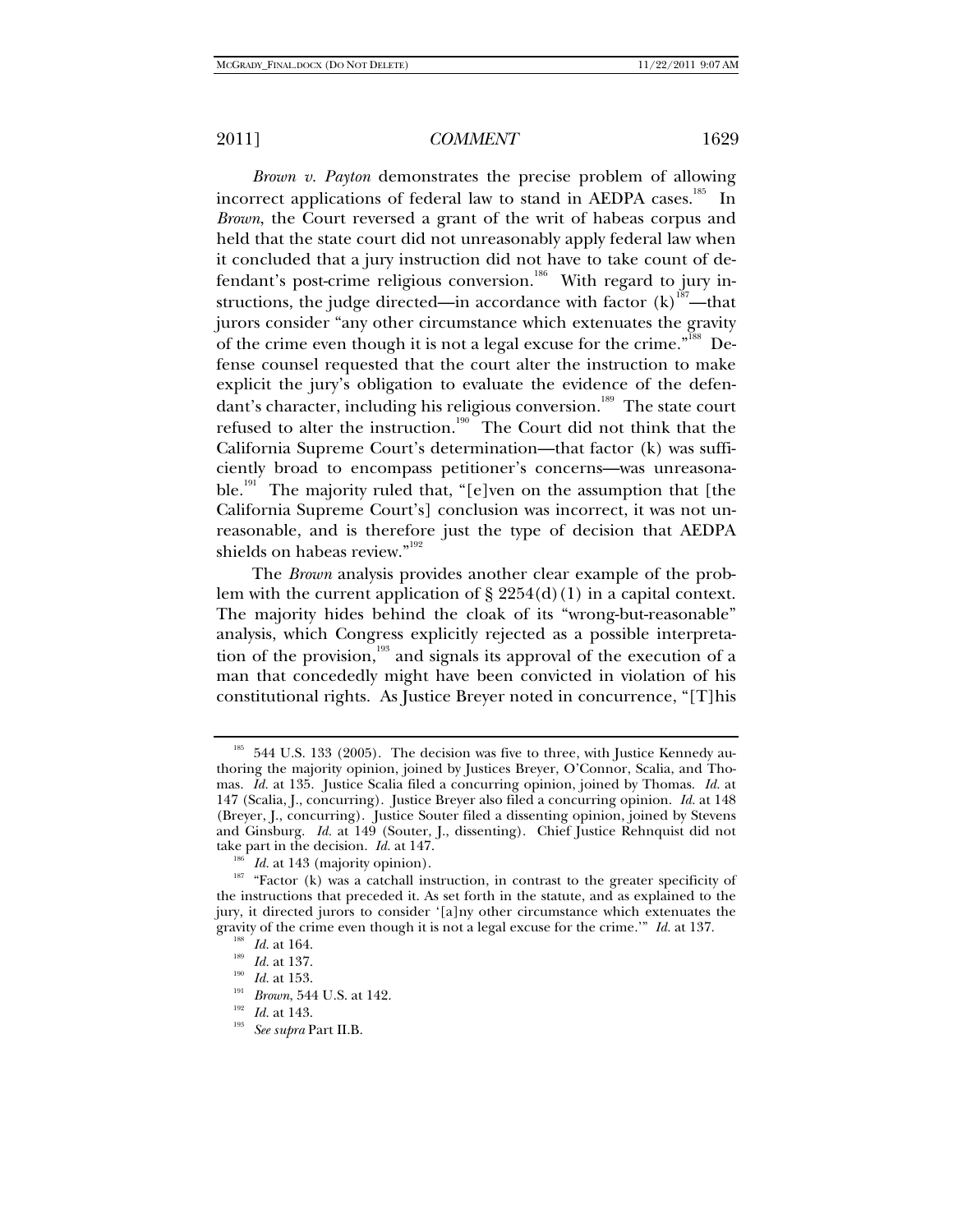*Brown v. Payton* demonstrates the precise problem of allowing incorrect applications of federal law to stand in AEDPA cases.[185] In *Brown*, the Court reversed a grant of the writ of habeas corpus and held that the state court did not unreasonably apply federal law when it concluded that a jury instruction did not have to take count of defendant's post-crime religious conversion.[186] With regard to jury instructions, the judge directed—in accordance with factor (k)[187]—that jurors consider "any other circumstance which extenuates the gravity of the crime even though it is not a legal excuse for the crime."[188] Defense counsel requested that the court alter the instruction to make explicit the jury's obligation to evaluate the evidence of the defendant's character, including his religious conversion.[189] The state court refused to alter the instruction.[190] The Court did not think that the California Supreme Court's determination—that factor (k) was sufficiently broad to encompass petitioner's concerns—was unreasonable.[191] The majority ruled that, "[e]ven on the assumption that [the California Supreme Court's] conclusion was incorrect, it was not unreasonable, and is therefore just the type of decision that AEDPA shields on habeas review."[192]

The *Brown* analysis provides another clear example of the problem with the current application of § 2254(d)(1) in a capital context. The majority hides behind the cloak of its "wrong-but-reasonable" analysis, which Congress explicitly rejected as a possible interpretation of the provision,[193] and signals its approval of the execution of a man that concededly might have been convicted in violation of his constitutional rights. As Justice Breyer noted in concurrence, "[T]his

---

[185] 544 U.S. 133 (2005). The decision was five to three, with Justice Kennedy authoring the majority opinion, joined by Justices Breyer, O'Connor, Scalia, and Thomas. *Id.* at 135. Justice Scalia filed a concurring opinion, joined by Thomas. *Id.* at 147 (Scalia, J., concurring). Justice Breyer also filed a concurring opinion. *Id.* at 148 (Breyer, J., concurring). Justice Souter filed a dissenting opinion, joined by Stevens and Ginsburg. *Id.* at 149 (Souter, J., dissenting). Chief Justice Rehnquist did not take part in the decision. *Id.* at 147.

[186] *Id.* at 143 (majority opinion).

[187] "Factor (k) was a catchall instruction, in contrast to the greater specificity of the instructions that preceded it. As set forth in the statute, and as explained to the jury, it directed jurors to consider '[a]ny other circumstance which extenuates the gravity of the crime even though it is not a legal excuse for the crime.'" *Id.* at 137.

[188] *Id.* at 164.

[189] *Id.* at 137.

[190] *Id.* at 153.

[191] *Brown*, 544 U.S. at 142.

[192] *Id.* at 143.

[193] *See supra* Part II.B.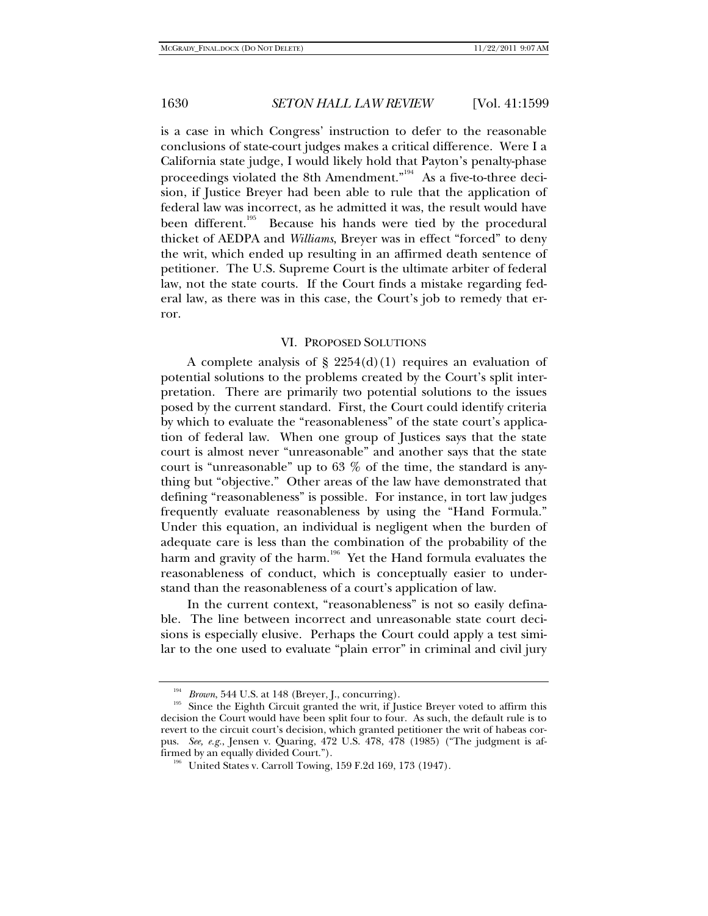is a case in which Congress' instruction to defer to the reasonable conclusions of state-court judges makes a critical difference. Were I a California state judge, I would likely hold that Payton's penalty-phase proceedings violated the 8th Amendment."[194] As a five-to-three decision, if Justice Breyer had been able to rule that the application of federal law was incorrect, as he admitted it was, the result would have been different.[195] Because his hands were tied by the procedural thicket of AEDPA and *Williams*, Breyer was in effect "forced" to deny the writ, which ended up resulting in an affirmed death sentence of petitioner. The U.S. Supreme Court is the ultimate arbiter of federal law, not the state courts. If the Court finds a mistake regarding federal law, as there was in this case, the Court's job to remedy that error.

## VI. PROPOSED SOLUTIONS

A complete analysis of § 2254(d)(1) requires an evaluation of potential solutions to the problems created by the Court's split interpretation. There are primarily two potential solutions to the issues posed by the current standard. First, the Court could identify criteria by which to evaluate the "reasonableness" of the state court's application of federal law. When one group of Justices says that the state court is almost never "unreasonable" and another says that the state court is "unreasonable" up to 63 % of the time, the standard is anything but "objective." Other areas of the law have demonstrated that defining "reasonableness" is possible. For instance, in tort law judges frequently evaluate reasonableness by using the "Hand Formula." Under this equation, an individual is negligent when the burden of adequate care is less than the combination of the probability of the harm and gravity of the harm.[196] Yet the Hand formula evaluates the reasonableness of conduct, which is conceptually easier to understand than the reasonableness of a court's application of law.

In the current context, "reasonableness" is not so easily definable. The line between incorrect and unreasonable state court decisions is especially elusive. Perhaps the Court could apply a test similar to the one used to evaluate "plain error" in criminal and civil jury

---

[194] *Brown*, 544 U.S. at 148 (Breyer, J., concurring).

[195] Since the Eighth Circuit granted the writ, if Justice Breyer voted to affirm this decision the Court would have been split four to four. As such, the default rule is to revert to the circuit court's decision, which granted petitioner the writ of habeas corpus. *See, e.g.*, Jensen v. Quaring, 472 U.S. 478, 478 (1985) ("The judgment is affirmed by an equally divided Court.").

[196] United States v. Carroll Towing, 159 F.2d 169, 173 (1947).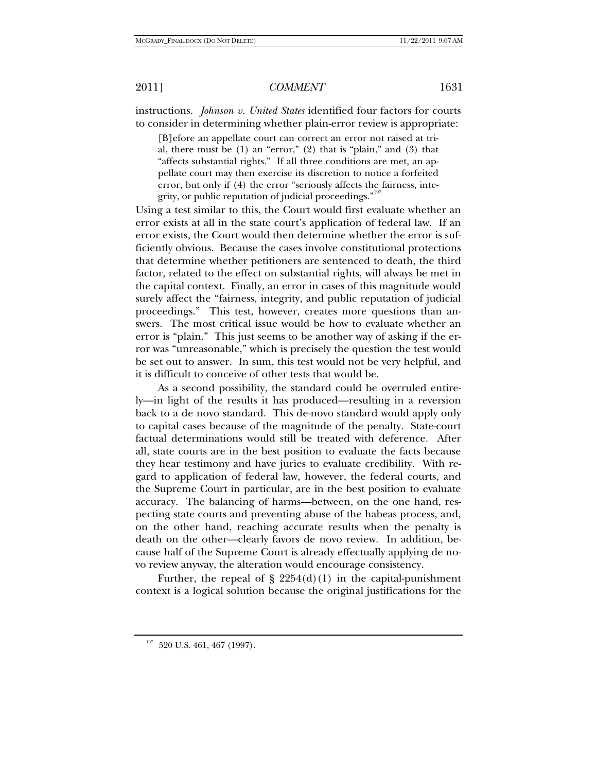instructions. *Johnson v. United States* identified four factors for courts to consider in determining whether plain-error review is appropriate:

> [B]efore an appellate court can correct an error not raised at trial, there must be (1) an "error," (2) that is "plain," and (3) that "affects substantial rights." If all three conditions are met, an appellate court may then exercise its discretion to notice a forfeited error, but only if (4) the error "seriously affects the fairness, integrity, or public reputation of judicial proceedings."[197]

Using a test similar to this, the Court would first evaluate whether an error exists at all in the state court's application of federal law. If an error exists, the Court would then determine whether the error is sufficiently obvious. Because the cases involve constitutional protections that determine whether petitioners are sentenced to death, the third factor, related to the effect on substantial rights, will always be met in the capital context. Finally, an error in cases of this magnitude would surely affect the "fairness, integrity, and public reputation of judicial proceedings." This test, however, creates more questions than answers. The most critical issue would be how to evaluate whether an error is "plain." This just seems to be another way of asking if the error was "unreasonable," which is precisely the question the test would be set out to answer. In sum, this test would not be very helpful, and it is difficult to conceive of other tests that would be.

As a second possibility, the standard could be overruled entirely—in light of the results it has produced—resulting in a reversion back to a de novo standard. This de-novo standard would apply only to capital cases because of the magnitude of the penalty. State-court factual determinations would still be treated with deference. After all, state courts are in the best position to evaluate the facts because they hear testimony and have juries to evaluate credibility. With regard to application of federal law, however, the federal courts, and the Supreme Court in particular, are in the best position to evaluate accuracy. The balancing of harms—between, on the one hand, respecting state courts and preventing abuse of the habeas process, and, on the other hand, reaching accurate results when the penalty is death on the other—clearly favors de novo review. In addition, because half of the Supreme Court is already effectually applying de novo review anyway, the alteration would encourage consistency.

Further, the repeal of § 2254(d)(1) in the capital-punishment context is a logical solution because the original justifications for the

---

[197] 520 U.S. 461, 467 (1997).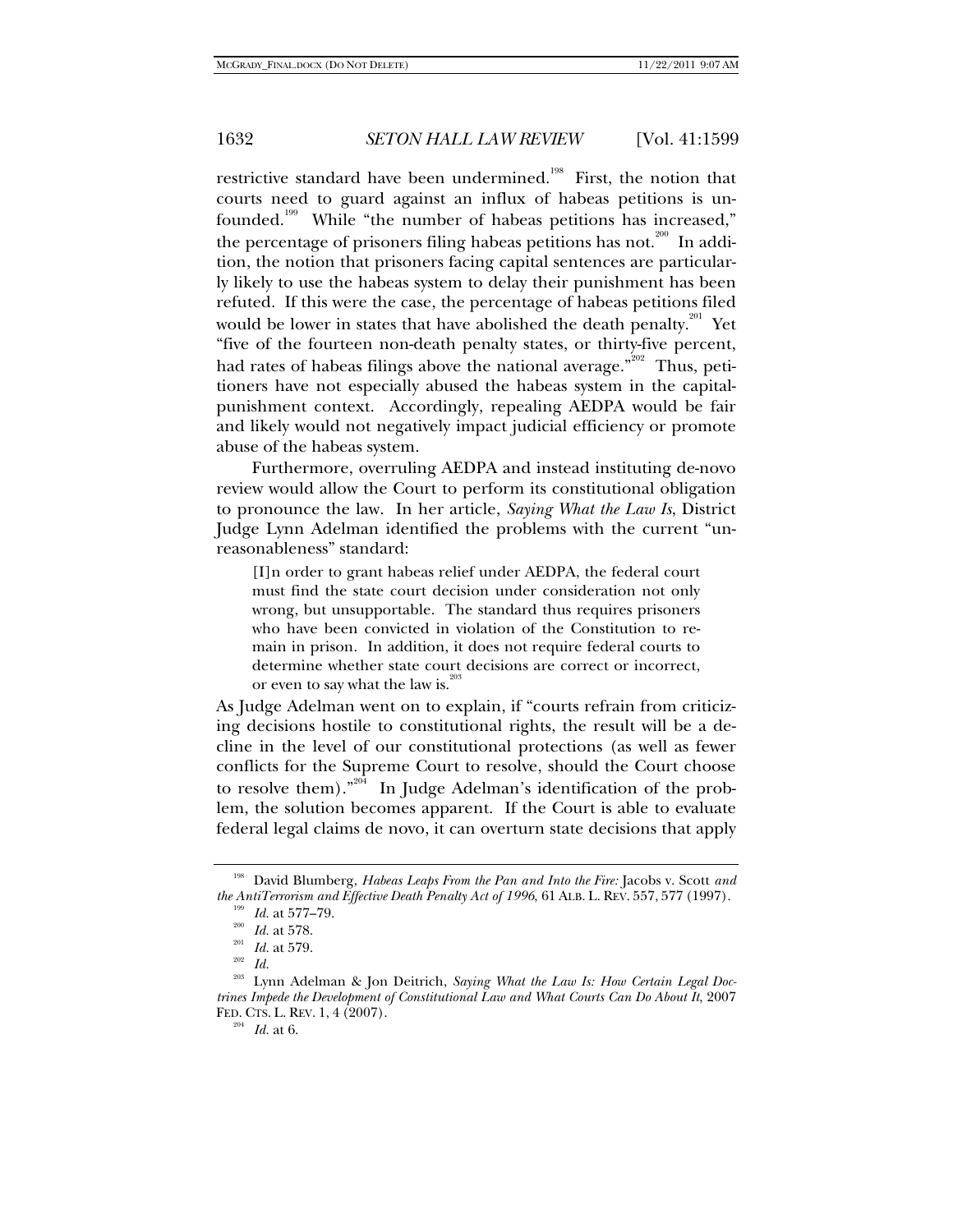restrictive standard have been undermined.[198] First, the notion that courts need to guard against an influx of habeas petitions is unfounded.[199] While "the number of habeas petitions has increased," the percentage of prisoners filing habeas petitions has not.[200] In addition, the notion that prisoners facing capital sentences are particularly likely to use the habeas system to delay their punishment has been refuted. If this were the case, the percentage of habeas petitions filed would be lower in states that have abolished the death penalty.[201] Yet "five of the fourteen non-death penalty states, or thirty-five percent, had rates of habeas filings above the national average."[202] Thus, petitioners have not especially abused the habeas system in the capital-punishment context. Accordingly, repealing AEDPA would be fair and likely would not negatively impact judicial efficiency or promote abuse of the habeas system.

Furthermore, overruling AEDPA and instead instituting de-novo review would allow the Court to perform its constitutional obligation to pronounce the law. In her article, *Saying What the Law Is*, District Judge Lynn Adelman identified the problems with the current "unreasonableness" standard:

> [I]n order to grant habeas relief under AEDPA, the federal court must find the state court decision under consideration not only wrong, but unsupportable. The standard thus requires prisoners who have been convicted in violation of the Constitution to remain in prison. In addition, it does not require federal courts to determine whether state court decisions are correct or incorrect, or even to say what the law is.[203]

As Judge Adelman went on to explain, if "courts refrain from criticizing decisions hostile to constitutional rights, the result will be a decline in the level of our constitutional protections (as well as fewer conflicts for the Supreme Court to resolve, should the Court choose to resolve them)."[204] In Judge Adelman's identification of the problem, the solution becomes apparent. If the Court is able to evaluate federal legal claims de novo, it can overturn state decisions that apply

---

[198] David Blumberg, *Habeas Leaps From the Pan and Into the Fire:* Jacobs v. Scott *and the AntiTerrorism and Effective Death Penalty Act of 1996*, 61 ALB. L. REV. 557, 577 (1997).

[199] *Id.* at 577–79.

[200] *Id.* at 578.

[201] *Id.* at 579.

[202] *Id.*

[203] Lynn Adelman & Jon Deitrich, *Saying What the Law Is: How Certain Legal Doctrines Impede the Development of Constitutional Law and What Courts Can Do About It*, 2007 FED. CTS. L. REV. 1, 4 (2007).

[204] *Id.* at 6.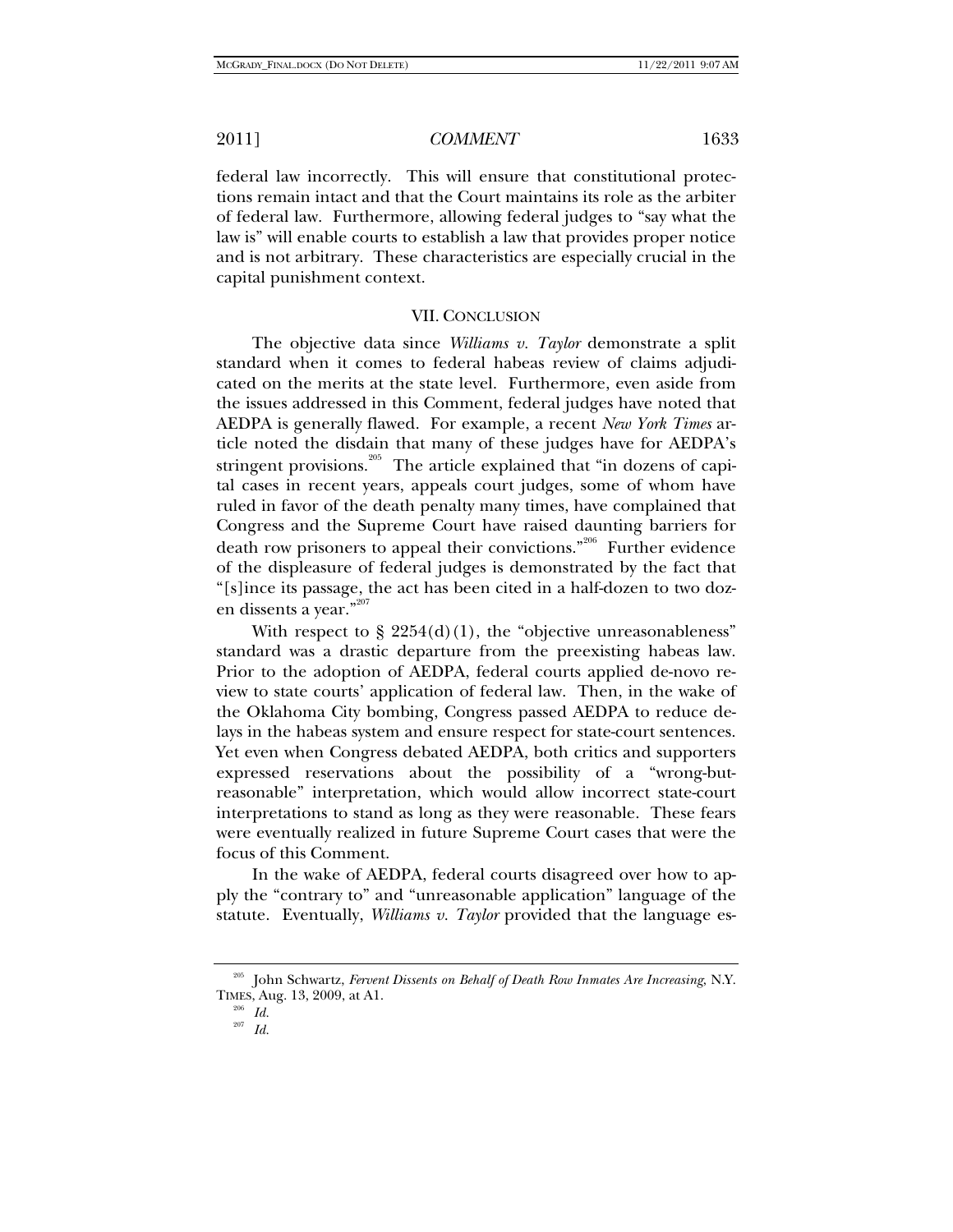federal law incorrectly. This will ensure that constitutional protections remain intact and that the Court maintains its role as the arbiter of federal law. Furthermore, allowing federal judges to "say what the law is" will enable courts to establish a law that provides proper notice and is not arbitrary. These characteristics are especially crucial in the capital punishment context.

## VII. CONCLUSION

The objective data since *Williams v. Taylor* demonstrate a split standard when it comes to federal habeas review of claims adjudicated on the merits at the state level. Furthermore, even aside from the issues addressed in this Comment, federal judges have noted that AEDPA is generally flawed. For example, a recent *New York Times* article noted the disdain that many of these judges have for AEDPA's stringent provisions.[205] The article explained that "in dozens of capital cases in recent years, appeals court judges, some of whom have ruled in favor of the death penalty many times, have complained that Congress and the Supreme Court have raised daunting barriers for death row prisoners to appeal their convictions."[206] Further evidence of the displeasure of federal judges is demonstrated by the fact that "[s]ince its passage, the act has been cited in a half-dozen to two dozen dissents a year."[207]

With respect to § 2254(d)(1), the "objective unreasonableness" standard was a drastic departure from the preexisting habeas law. Prior to the adoption of AEDPA, federal courts applied de-novo review to state courts' application of federal law. Then, in the wake of the Oklahoma City bombing, Congress passed AEDPA to reduce delays in the habeas system and ensure respect for state-court sentences. Yet even when Congress debated AEDPA, both critics and supporters expressed reservations about the possibility of a "wrong-but-reasonable" interpretation, which would allow incorrect state-court interpretations to stand as long as they were reasonable. These fears were eventually realized in future Supreme Court cases that were the focus of this Comment.

In the wake of AEDPA, federal courts disagreed over how to apply the "contrary to" and "unreasonable application" language of the statute. Eventually, *Williams v. Taylor* provided that the language es-

---

[205] John Schwartz, *Fervent Dissents on Behalf of Death Row Inmates Are Increasing*, N.Y. TIMES, Aug. 13, 2009, at A1.

[206] *Id.*

[207] *Id.*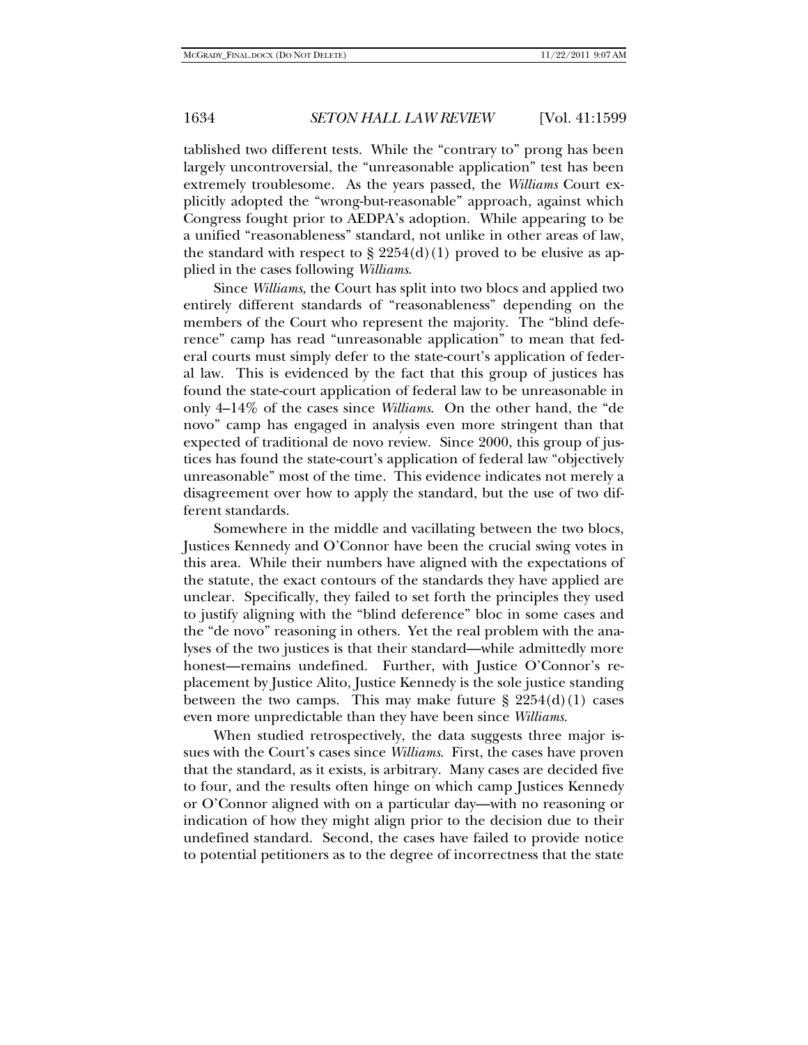tablished two different tests. While the "contrary to" prong has been largely uncontroversial, the "unreasonable application" test has been extremely troublesome. As the years passed, the *Williams* Court explicitly adopted the "wrong-but-reasonable" approach, against which Congress fought prior to AEDPA's adoption. While appearing to be a unified "reasonableness" standard, not unlike in other areas of law, the standard with respect to § 2254(d)(1) proved to be elusive as applied in the cases following *Williams*.

Since *Williams*, the Court has split into two blocs and applied two entirely different standards of "reasonableness" depending on the members of the Court who represent the majority. The "blind deference" camp has read "unreasonable application" to mean that federal courts must simply defer to the state-court's application of federal law. This is evidenced by the fact that this group of justices has found the state-court application of federal law to be unreasonable in only 4–14% of the cases since *Williams*. On the other hand, the "de novo" camp has engaged in analysis even more stringent than that expected of traditional de novo review. Since 2000, this group of justices has found the state-court's application of federal law "objectively unreasonable" most of the time. This evidence indicates not merely a disagreement over how to apply the standard, but the use of two different standards.

Somewhere in the middle and vacillating between the two blocs, Justices Kennedy and O'Connor have been the crucial swing votes in this area. While their numbers have aligned with the expectations of the statute, the exact contours of the standards they have applied are unclear. Specifically, they failed to set forth the principles they used to justify aligning with the "blind deference" bloc in some cases and the "de novo" reasoning in others. Yet the real problem with the analyses of the two justices is that their standard—while admittedly more honest—remains undefined. Further, with Justice O'Connor's replacement by Justice Alito, Justice Kennedy is the sole justice standing between the two camps. This may make future § 2254(d)(1) cases even more unpredictable than they have been since *Williams*.

When studied retrospectively, the data suggests three major issues with the Court's cases since *Williams*. First, the cases have proven that the standard, as it exists, is arbitrary. Many cases are decided five to four, and the results often hinge on which camp Justices Kennedy or O'Connor aligned with on a particular day—with no reasoning or indication of how they might align prior to the decision due to their undefined standard. Second, the cases have failed to provide notice to potential petitioners as to the degree of incorrectness that the state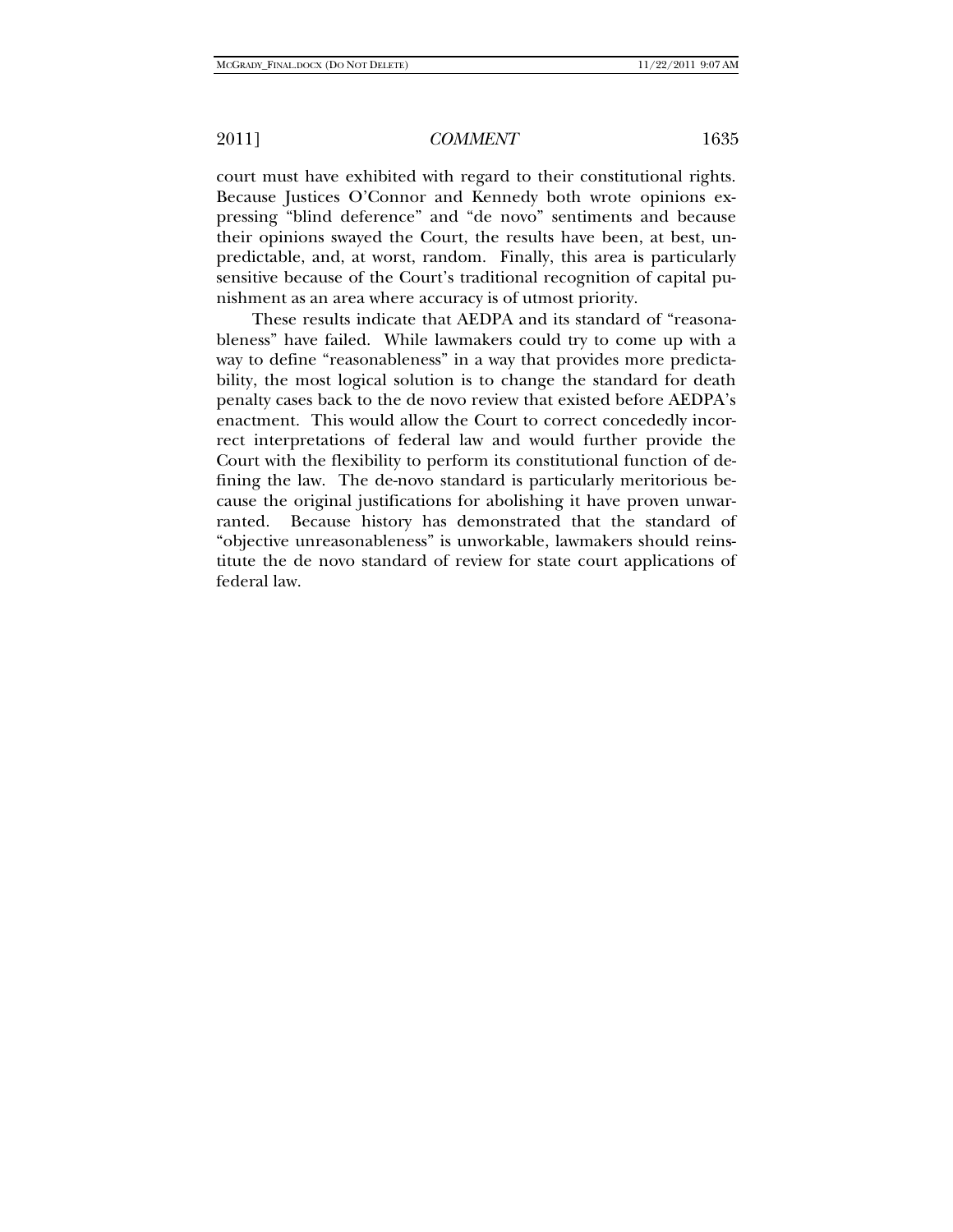court must have exhibited with regard to their constitutional rights. Because Justices O'Connor and Kennedy both wrote opinions expressing "blind deference" and "de novo" sentiments and because their opinions swayed the Court, the results have been, at best, unpredictable, and, at worst, random. Finally, this area is particularly sensitive because of the Court's traditional recognition of capital punishment as an area where accuracy is of utmost priority.

These results indicate that AEDPA and its standard of "reasonableness" have failed. While lawmakers could try to come up with a way to define "reasonableness" in a way that provides more predictability, the most logical solution is to change the standard for death penalty cases back to the de novo review that existed before AEDPA's enactment. This would allow the Court to correct concededly incorrect interpretations of federal law and would further provide the Court with the flexibility to perform its constitutional function of defining the law. The de-novo standard is particularly meritorious because the original justifications for abolishing it have proven unwarranted. Because history has demonstrated that the standard of "objective unreasonableness" is unworkable, lawmakers should reinstitute the de novo standard of review for state court applications of federal law.